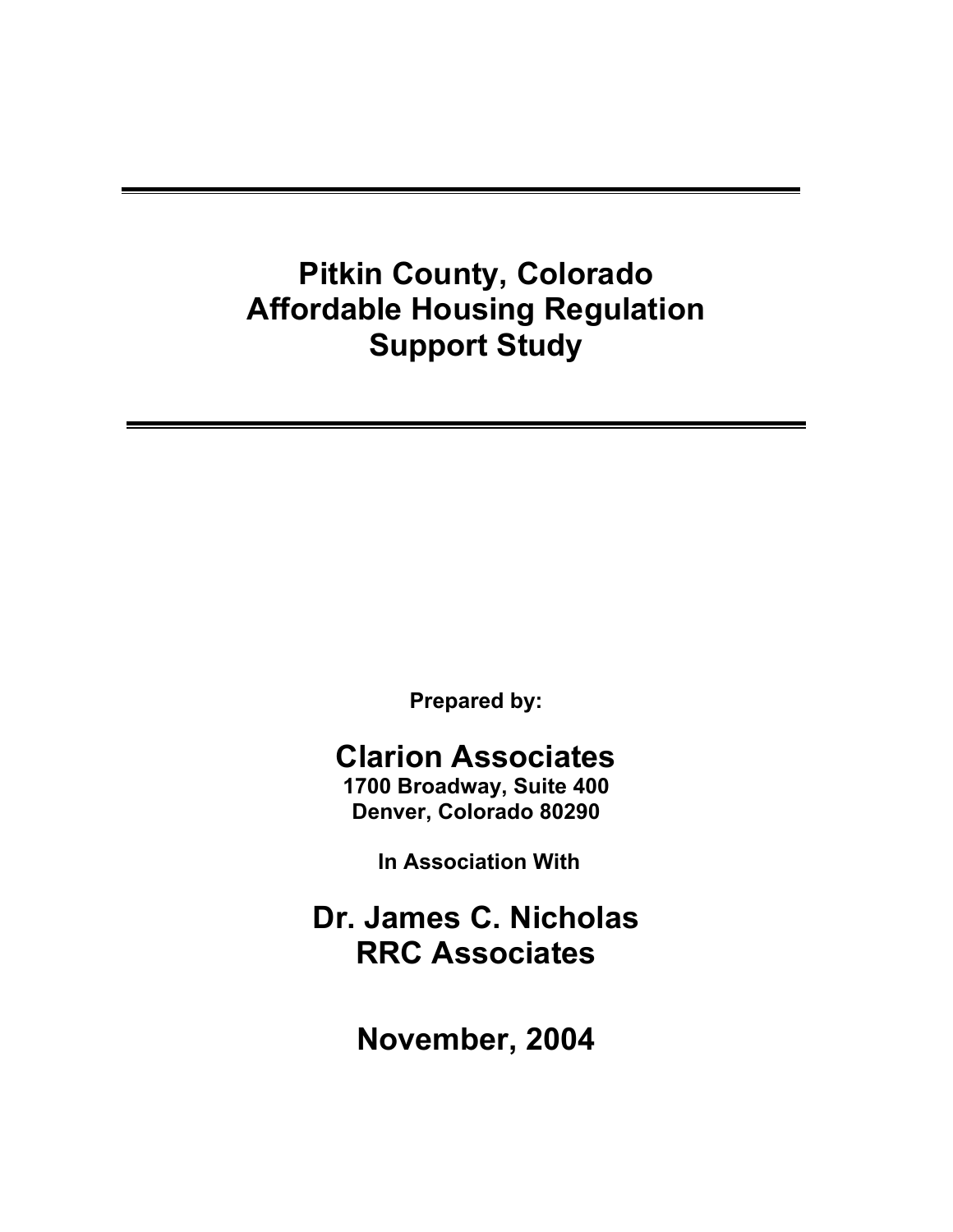# Pitkin County, Colorado
# Affordable Housing Regulation
# Support Study

**Prepared by:**

## Clarion Associates

**1700 Broadway, Suite 400**
**Denver, Colorado 80290**

**In Association With**

## Dr. James C. Nicholas
## RRC Associates

## November, 2004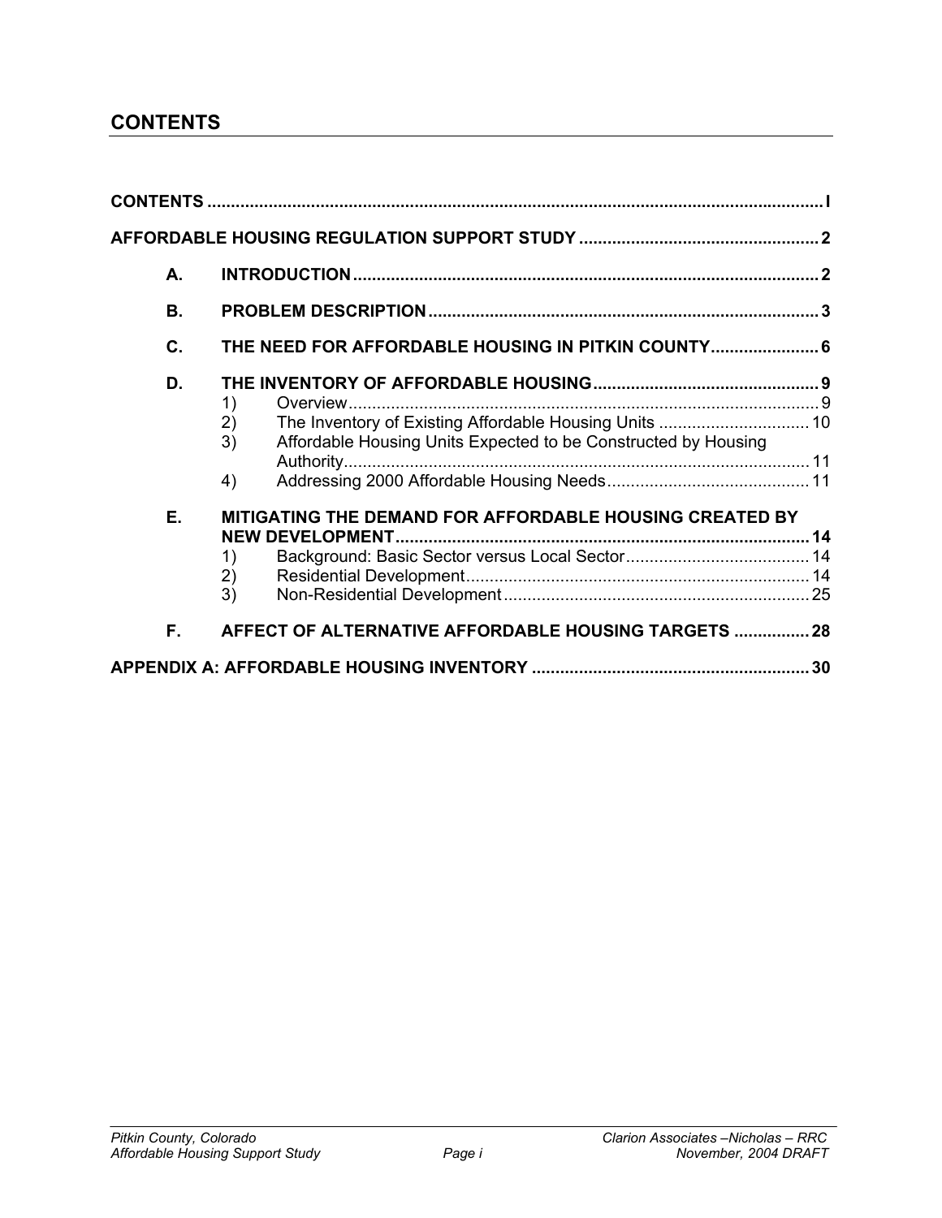## CONTENTS

**CONTENTS** .................................................................................................................................I

**AFFORDABLE HOUSING REGULATION SUPPORT STUDY** .................................................2

- **A. INTRODUCTION** ..................................................................................................2
- **B. PROBLEM DESCRIPTION** ...................................................................................3
- **C. THE NEED FOR AFFORDABLE HOUSING IN PITKIN COUNTY** .......................6
- **D. THE INVENTORY OF AFFORDABLE HOUSING** ...............................................9
  - 1) Overview ........................................................................................................9
  - 2) The Inventory of Existing Affordable Housing Units ................................10
  - 3) Affordable Housing Units Expected to be Constructed by Housing Authority ........................................................................................................11
  - 4) Addressing 2000 Affordable Housing Needs ...........................................11
- **E. MITIGATING THE DEMAND FOR AFFORDABLE HOUSING CREATED BY NEW DEVELOPMENT** ......................................................................................14
  - 1) Background: Basic Sector versus Local Sector .......................................14
  - 2) Residential Development .........................................................................14
  - 3) Non-Residential Development .................................................................25
- **F. AFFECT OF ALTERNATIVE AFFORDABLE HOUSING TARGETS** ................28

**APPENDIX A: AFFORDABLE HOUSING INVENTORY** ..........................................................30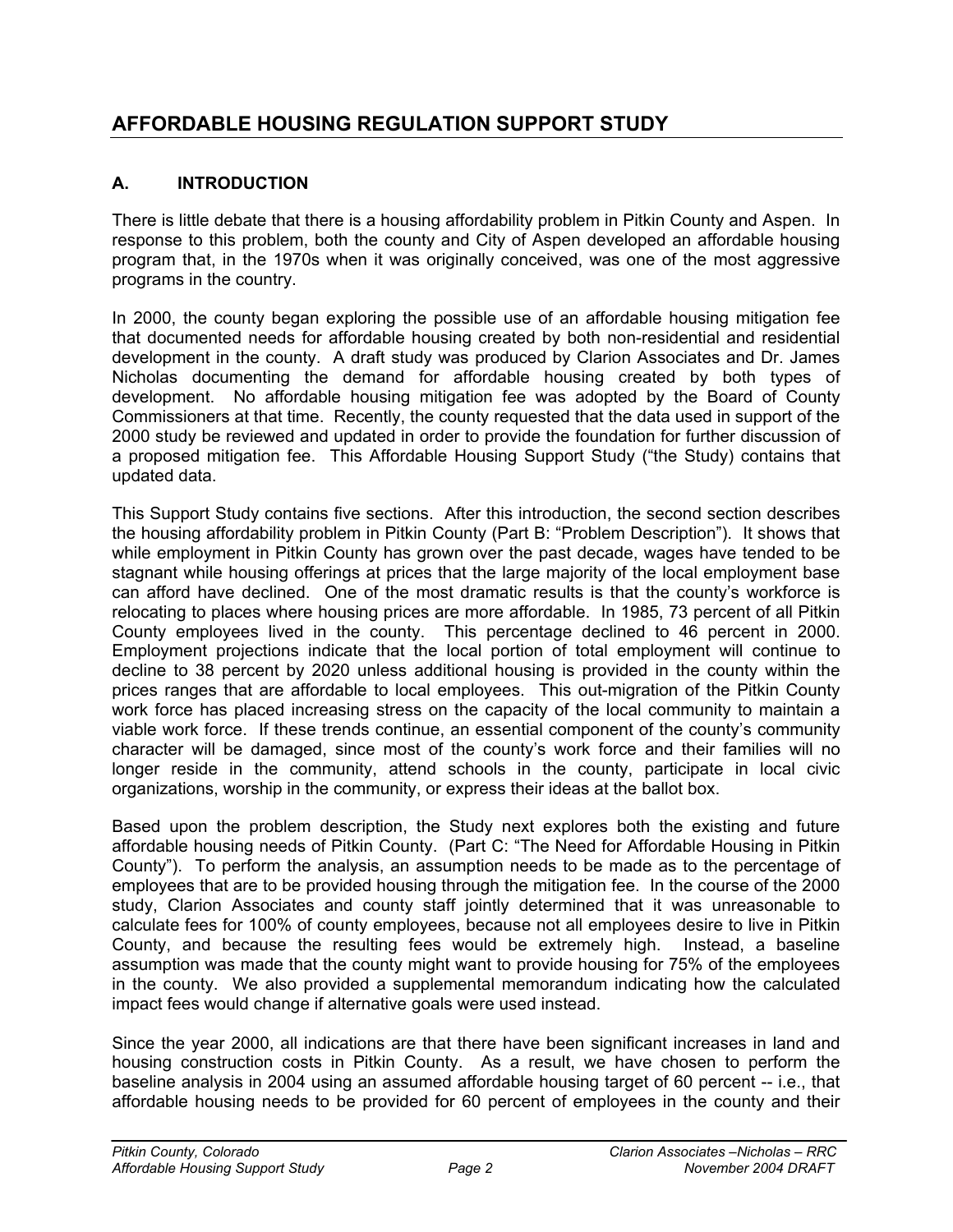# AFFORDABLE HOUSING REGULATION SUPPORT STUDY

## A. INTRODUCTION

There is little debate that there is a housing affordability problem in Pitkin County and Aspen. In response to this problem, both the county and City of Aspen developed an affordable housing program that, in the 1970s when it was originally conceived, was one of the most aggressive programs in the country.

In 2000, the county began exploring the possible use of an affordable housing mitigation fee that documented needs for affordable housing created by both non-residential and residential development in the county. A draft study was produced by Clarion Associates and Dr. James Nicholas documenting the demand for affordable housing created by both types of development. No affordable housing mitigation fee was adopted by the Board of County Commissioners at that time. Recently, the county requested that the data used in support of the 2000 study be reviewed and updated in order to provide the foundation for further discussion of a proposed mitigation fee. This Affordable Housing Support Study ("the Study) contains that updated data.

This Support Study contains five sections. After this introduction, the second section describes the housing affordability problem in Pitkin County (Part B: "Problem Description"). It shows that while employment in Pitkin County has grown over the past decade, wages have tended to be stagnant while housing offerings at prices that the large majority of the local employment base can afford have declined. One of the most dramatic results is that the county's workforce is relocating to places where housing prices are more affordable. In 1985, 73 percent of all Pitkin County employees lived in the county. This percentage declined to 46 percent in 2000. Employment projections indicate that the local portion of total employment will continue to decline to 38 percent by 2020 unless additional housing is provided in the county within the prices ranges that are affordable to local employees. This out-migration of the Pitkin County work force has placed increasing stress on the capacity of the local community to maintain a viable work force. If these trends continue, an essential component of the county's community character will be damaged, since most of the county's work force and their families will no longer reside in the community, attend schools in the county, participate in local civic organizations, worship in the community, or express their ideas at the ballot box.

Based upon the problem description, the Study next explores both the existing and future affordable housing needs of Pitkin County. (Part C: "The Need for Affordable Housing in Pitkin County"). To perform the analysis, an assumption needs to be made as to the percentage of employees that are to be provided housing through the mitigation fee. In the course of the 2000 study, Clarion Associates and county staff jointly determined that it was unreasonable to calculate fees for 100% of county employees, because not all employees desire to live in Pitkin County, and because the resulting fees would be extremely high. Instead, a baseline assumption was made that the county might want to provide housing for 75% of the employees in the county. We also provided a supplemental memorandum indicating how the calculated impact fees would change if alternative goals were used instead.

Since the year 2000, all indications are that there have been significant increases in land and housing construction costs in Pitkin County. As a result, we have chosen to perform the baseline analysis in 2004 using an assumed affordable housing target of 60 percent -- i.e., that affordable housing needs to be provided for 60 percent of employees in the county and their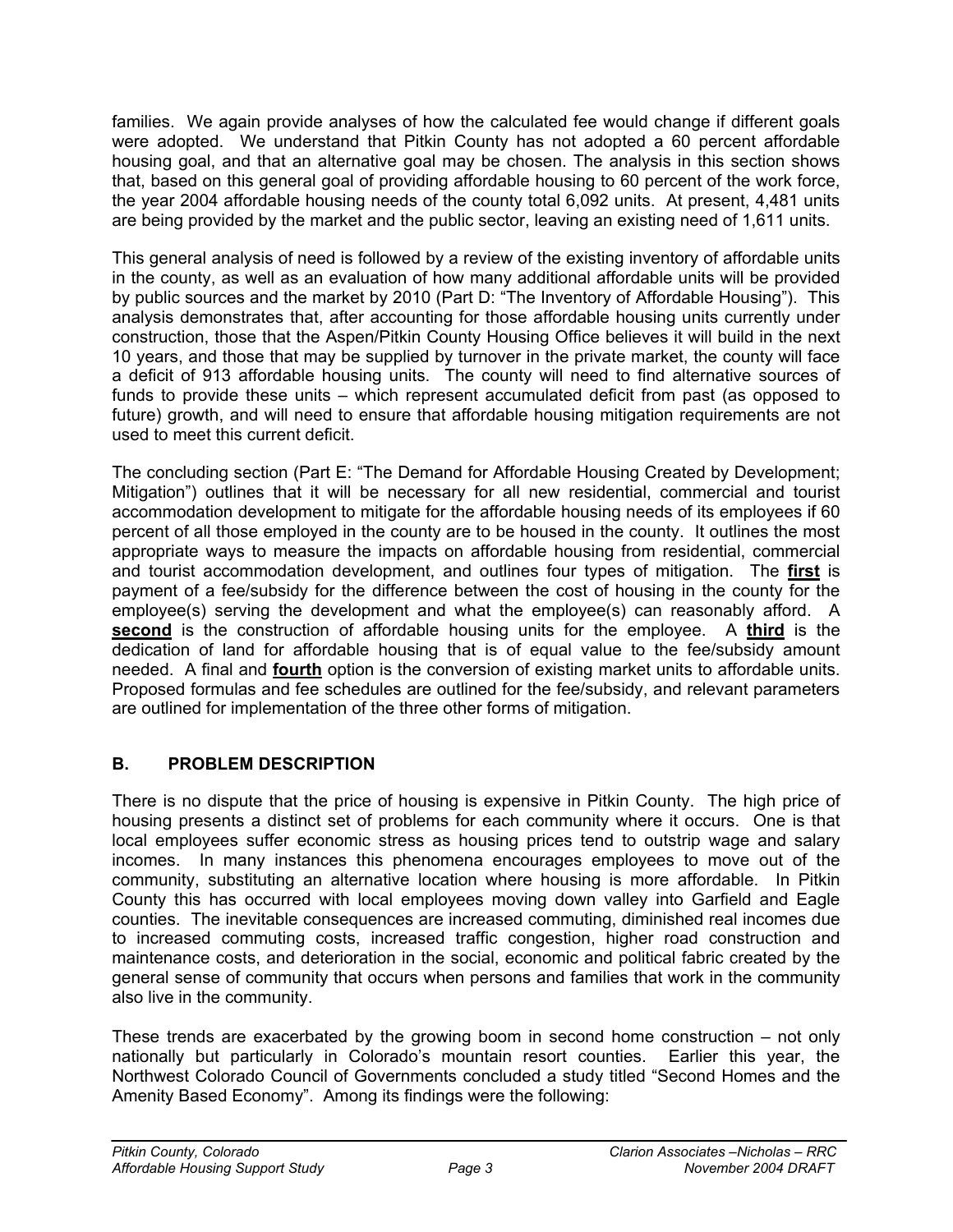families. We again provide analyses of how the calculated fee would change if different goals were adopted. We understand that Pitkin County has not adopted a 60 percent affordable housing goal, and that an alternative goal may be chosen. The analysis in this section shows that, based on this general goal of providing affordable housing to 60 percent of the work force, the year 2004 affordable housing needs of the county total 6,092 units. At present, 4,481 units are being provided by the market and the public sector, leaving an existing need of 1,611 units.

This general analysis of need is followed by a review of the existing inventory of affordable units in the county, as well as an evaluation of how many additional affordable units will be provided by public sources and the market by 2010 (Part D: "The Inventory of Affordable Housing"). This analysis demonstrates that, after accounting for those affordable housing units currently under construction, those that the Aspen/Pitkin County Housing Office believes it will build in the next 10 years, and those that may be supplied by turnover in the private market, the county will face a deficit of 913 affordable housing units. The county will need to find alternative sources of funds to provide these units – which represent accumulated deficit from past (as opposed to future) growth, and will need to ensure that affordable housing mitigation requirements are not used to meet this current deficit.

The concluding section (Part E: "The Demand for Affordable Housing Created by Development; Mitigation") outlines that it will be necessary for all new residential, commercial and tourist accommodation development to mitigate for the affordable housing needs of its employees if 60 percent of all those employed in the county are to be housed in the county. It outlines the most appropriate ways to measure the impacts on affordable housing from residential, commercial and tourist accommodation development, and outlines four types of mitigation. The **first** is payment of a fee/subsidy for the difference between the cost of housing in the county for the employee(s) serving the development and what the employee(s) can reasonably afford. A **second** is the construction of affordable housing units for the employee. A **third** is the dedication of land for affordable housing that is of equal value to the fee/subsidy amount needed. A final and **fourth** option is the conversion of existing market units to affordable units. Proposed formulas and fee schedules are outlined for the fee/subsidy, and relevant parameters are outlined for implementation of the three other forms of mitigation.

## B. PROBLEM DESCRIPTION

There is no dispute that the price of housing is expensive in Pitkin County. The high price of housing presents a distinct set of problems for each community where it occurs. One is that local employees suffer economic stress as housing prices tend to outstrip wage and salary incomes. In many instances this phenomena encourages employees to move out of the community, substituting an alternative location where housing is more affordable. In Pitkin County this has occurred with local employees moving down valley into Garfield and Eagle counties. The inevitable consequences are increased commuting, diminished real incomes due to increased commuting costs, increased traffic congestion, higher road construction and maintenance costs, and deterioration in the social, economic and political fabric created by the general sense of community that occurs when persons and families that work in the community also live in the community.

These trends are exacerbated by the growing boom in second home construction – not only nationally but particularly in Colorado's mountain resort counties. Earlier this year, the Northwest Colorado Council of Governments concluded a study titled "Second Homes and the Amenity Based Economy". Among its findings were the following: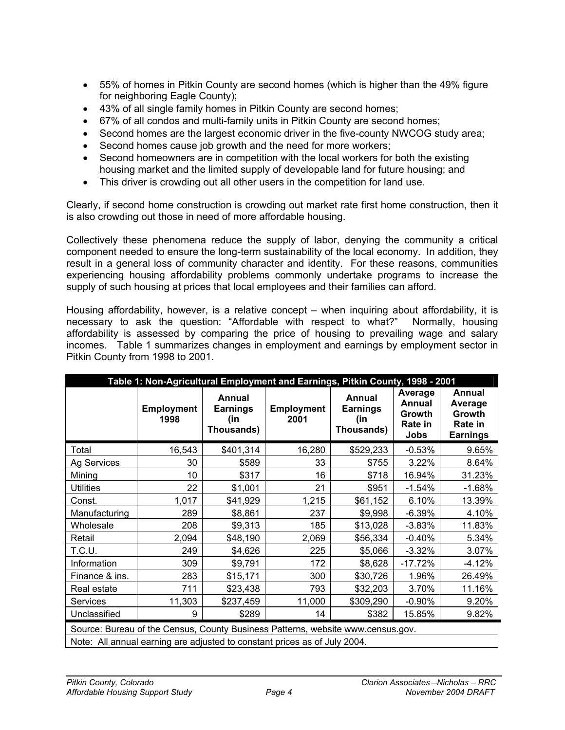- 55% of homes in Pitkin County are second homes (which is higher than the 49% figure for neighboring Eagle County);
- 43% of all single family homes in Pitkin County are second homes;
- 67% of all condos and multi-family units in Pitkin County are second homes;
- Second homes are the largest economic driver in the five-county NWCOG study area;
- Second homes cause job growth and the need for more workers;
- Second homeowners are in competition with the local workers for both the existing housing market and the limited supply of developable land for future housing; and
- This driver is crowding out all other users in the competition for land use.

Clearly, if second home construction is crowding out market rate first home construction, then it is also crowding out those in need of more affordable housing.

Collectively these phenomena reduce the supply of labor, denying the community a critical component needed to ensure the long-term sustainability of the local economy. In addition, they result in a general loss of community character and identity. For these reasons, communities experiencing housing affordability problems commonly undertake programs to increase the supply of such housing at prices that local employees and their families can afford.

Housing affordability, however, is a relative concept – when inquiring about affordability, it is necessary to ask the question: "Affordable with respect to what?" Normally, housing affordability is assessed by comparing the price of housing to prevailing wage and salary incomes. Table 1 summarizes changes in employment and earnings by employment sector in Pitkin County from 1998 to 2001.

**Table 1: Non-Agricultural Employment and Earnings, Pitkin County, 1998 - 2001**

| | Employment 1998 | Annual Earnings (in Thousands) | Employment 2001 | Annual Earnings (in Thousands) | Average Annual Growth Rate in Jobs | Annual Average Growth Rate in Earnings |
|---|---|---|---|---|---|---|
| Total | 16,543 | $401,314 | 16,280 | $529,233 | -0.53% | 9.65% |
| Ag Services | 30 | $589 | 33 | $755 | 3.22% | 8.64% |
| Mining | 10 | $317 | 16 | $718 | 16.94% | 31.23% |
| Utilities | 22 | $1,001 | 21 | $951 | -1.54% | -1.68% |
| Const. | 1,017 | $41,929 | 1,215 | $61,152 | 6.10% | 13.39% |
| Manufacturing | 289 | $8,861 | 237 | $9,998 | -6.39% | 4.10% |
| Wholesale | 208 | $9,313 | 185 | $13,028 | -3.83% | 11.83% |
| Retail | 2,094 | $48,190 | 2,069 | $56,334 | -0.40% | 5.34% |
| T.C.U. | 249 | $4,626 | 225 | $5,066 | -3.32% | 3.07% |
| Information | 309 | $9,791 | 172 | $8,628 | -17.72% | -4.12% |
| Finance & ins. | 283 | $15,171 | 300 | $30,726 | 1.96% | 26.49% |
| Real estate | 711 | $23,438 | 793 | $32,203 | 3.70% | 11.16% |
| Services | 11,303 | $237,459 | 11,000 | $309,290 | -0.90% | 9.20% |
| Unclassified | 9 | $289 | 14 | $382 | 15.85% | 9.82% |

Source: Bureau of the Census, County Business Patterns, website www.census.gov.

Note: All annual earning are adjusted to constant prices as of July 2004.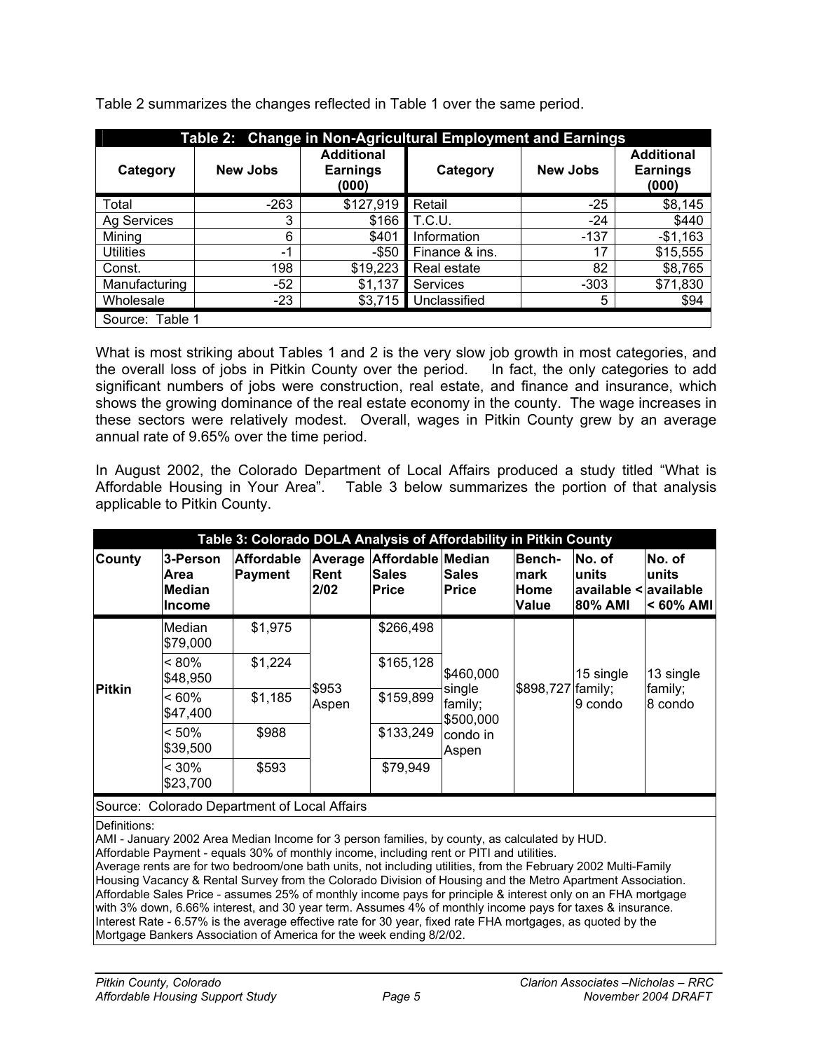Table 2 summarizes the changes reflected in Table 1 over the same period.

| Table 2: Change in Non-Agricultural Employment and Earnings | | | | | |
|---|---|---|---|---|---|
| **Category** | **New Jobs** | **Additional Earnings (000)** | **Category** | **New Jobs** | **Additional Earnings (000)** |
| Total | -263 | $127,919 | Retail | -25 | $8,145 |
| Ag Services | 3 | $166 | T.C.U. | -24 | $440 |
| Mining | 6 | $401 | Information | -137 | -$1,163 |
| Utilities | -1 | -$50 | Finance & ins. | 17 | $15,555 |
| Const. | 198 | $19,223 | Real estate | 82 | $8,765 |
| Manufacturing | -52 | $1,137 | Services | -303 | $71,830 |
| Wholesale | -23 | $3,715 | Unclassified | 5 | $94 |
| Source: Table 1 | | | | | |

What is most striking about Tables 1 and 2 is the very slow job growth in most categories, and the overall loss of jobs in Pitkin County over the period. In fact, the only categories to add significant numbers of jobs were construction, real estate, and finance and insurance, which shows the growing dominance of the real estate economy in the county. The wage increases in these sectors were relatively modest. Overall, wages in Pitkin County grew by an average annual rate of 9.65% over the time period.

In August 2002, the Colorado Department of Local Affairs produced a study titled "What is Affordable Housing in Your Area". Table 3 below summarizes the portion of that analysis applicable to Pitkin County.

| Table 3: Colorado DOLA Analysis of Affordability in Pitkin County | | | | | | | | |
|---|---|---|---|---|---|---|---|---|
| **County** | **3-Person Area Median Income** | **Affordable Payment** | **Average Rent 2/02** | **Affordable Sales Price** | **Median Sales Price** | **Bench-mark Home Value** | **No. of units available < 80% AMI** | **No. of units available < 60% AMI** |
| Pitkin | Median $79,000 | $1,975 | $953 Aspen | $266,498 | $460,000 single family; $500,000 condo in Aspen | $898,727 | 15 single family; 9 condo | 13 single family; 8 condo |
| | < 80% $48,950 | $1,224 | | $165,128 | | | | |
| | < 60% $47,400 | $1,185 | | $159,899 | | | | |
| | < 50% $39,500 | $988 | | $133,249 | | | | |
| | < 30% $23,700 | $593 | | $79,949 | | | | |

Source: Colorado Department of Local Affairs

Definitions:
AMI - January 2002 Area Median Income for 3 person families, by county, as calculated by HUD.
Affordable Payment - equals 30% of monthly income, including rent or PITI and utilities.
Average rents are for two bedroom/one bath units, not including utilities, from the February 2002 Multi-Family Housing Vacancy & Rental Survey from the Colorado Division of Housing and the Metro Apartment Association.
Affordable Sales Price - assumes 25% of monthly income pays for principle & interest only on an FHA mortgage with 3% down, 6.66% interest, and 30 year term. Assumes 4% of monthly income pays for taxes & insurance.
Interest Rate - 6.57% is the average effective rate for 30 year, fixed rate FHA mortgages, as quoted by the Mortgage Bankers Association of America for the week ending 8/2/02.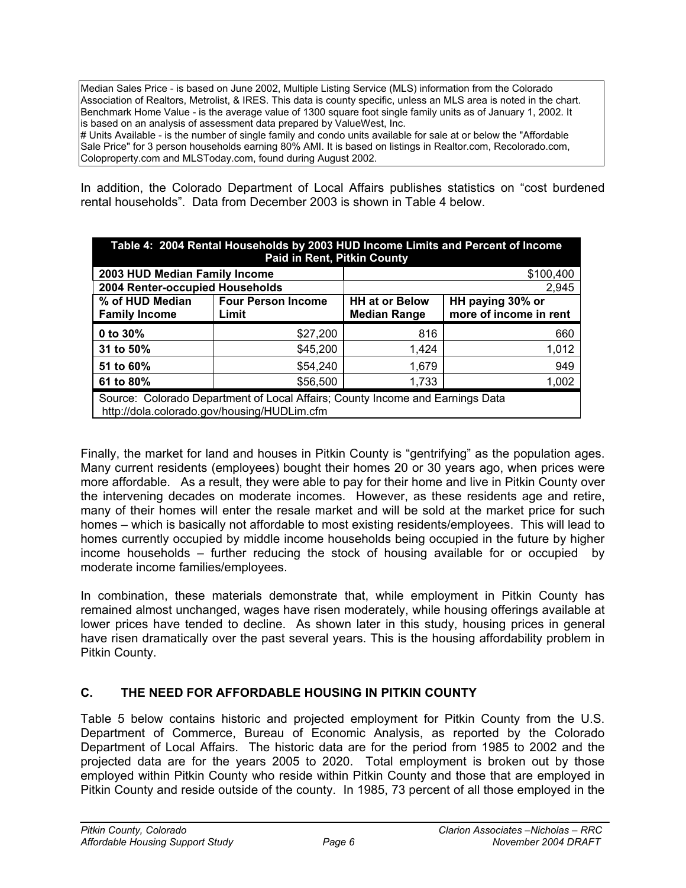Median Sales Price - is based on June 2002, Multiple Listing Service (MLS) information from the Colorado Association of Realtors, Metrolist, & IRES. This data is county specific, unless an MLS area is noted in the chart.
Benchmark Home Value - is the average value of 1300 square foot single family units as of January 1, 2002. It is based on an analysis of assessment data prepared by ValueWest, Inc.
# Units Available - is the number of single family and condo units available for sale at or below the "Affordable Sale Price" for 3 person households earning 80% AMI. It is based on listings in Realtor.com, Recolorado.com, Coloproperty.com and MLSToday.com, found during August 2002.

In addition, the Colorado Department of Local Affairs publishes statistics on "cost burdened rental households". Data from December 2003 is shown in Table 4 below.

| Table 4: 2004 Rental Households by 2003 HUD Income Limits and Percent of Income Paid in Rent, Pitkin County | | | |
|---|---|---|---|
| **2003 HUD Median Family Income** | | | $100,400 |
| **2004 Renter-occupied Households** | | | 2,945 |
| **% of HUD Median Family Income** | **Four Person Income Limit** | **HH at or Below Median Range** | **HH paying 30% or more of income in rent** |
| **0 to 30%** | $27,200 | 816 | 660 |
| **31 to 50%** | $45,200 | 1,424 | 1,012 |
| **51 to 60%** | $54,240 | 1,679 | 949 |
| **61 to 80%** | $56,500 | 1,733 | 1,002 |
| Source: Colorado Department of Local Affairs; County Income and Earnings Data http://dola.colorado.gov/housing/HUDLim.cfm | | | |

Finally, the market for land and houses in Pitkin County is "gentrifying" as the population ages. Many current residents (employees) bought their homes 20 or 30 years ago, when prices were more affordable. As a result, they were able to pay for their home and live in Pitkin County over the intervening decades on moderate incomes. However, as these residents age and retire, many of their homes will enter the resale market and will be sold at the market price for such homes – which is basically not affordable to most existing residents/employees. This will lead to homes currently occupied by middle income households being occupied in the future by higher income households – further reducing the stock of housing available for or occupied by moderate income families/employees.

In combination, these materials demonstrate that, while employment in Pitkin County has remained almost unchanged, wages have risen moderately, while housing offerings available at lower prices have tended to decline. As shown later in this study, housing prices in general have risen dramatically over the past several years. This is the housing affordability problem in Pitkin County.

## C. THE NEED FOR AFFORDABLE HOUSING IN PITKIN COUNTY

Table 5 below contains historic and projected employment for Pitkin County from the U.S. Department of Commerce, Bureau of Economic Analysis, as reported by the Colorado Department of Local Affairs. The historic data are for the period from 1985 to 2002 and the projected data are for the years 2005 to 2020. Total employment is broken out by those employed within Pitkin County who reside within Pitkin County and those that are employed in Pitkin County and reside outside of the county. In 1985, 73 percent of all those employed in the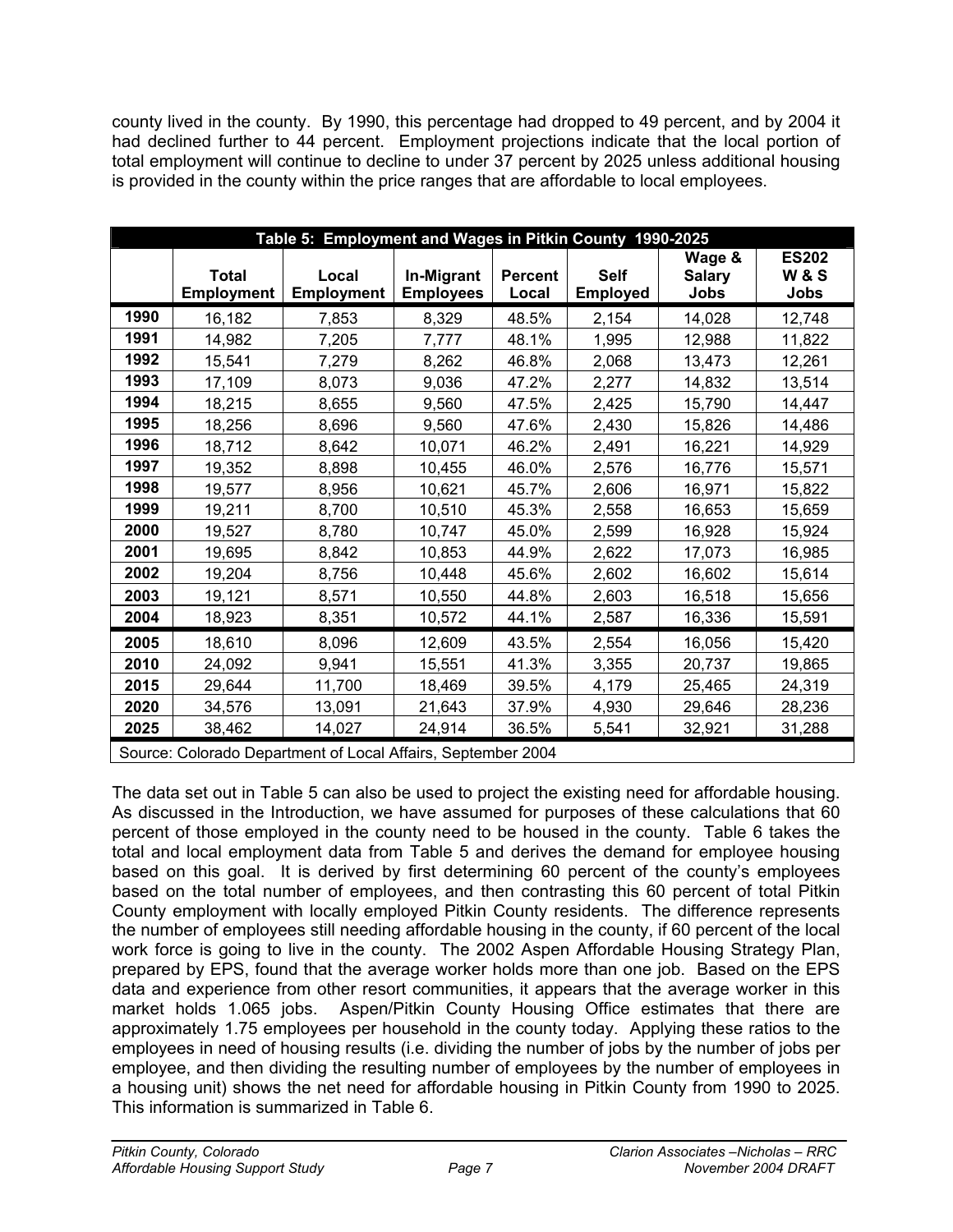county lived in the county. By 1990, this percentage had dropped to 49 percent, and by 2004 it had declined further to 44 percent. Employment projections indicate that the local portion of total employment will continue to decline to under 37 percent by 2025 unless additional housing is provided in the county within the price ranges that are affordable to local employees.

**Table 5: Employment and Wages in Pitkin County 1990-2025**

| | Total Employment | Local Employment | In-Migrant Employees | Percent Local | Self Employed | Wage & Salary Jobs | ES202 W & S Jobs |
|---|---|---|---|---|---|---|---|
| **1990** | 16,182 | 7,853 | 8,329 | 48.5% | 2,154 | 14,028 | 12,748 |
| **1991** | 14,982 | 7,205 | 7,777 | 48.1% | 1,995 | 12,988 | 11,822 |
| **1992** | 15,541 | 7,279 | 8,262 | 46.8% | 2,068 | 13,473 | 12,261 |
| **1993** | 17,109 | 8,073 | 9,036 | 47.2% | 2,277 | 14,832 | 13,514 |
| **1994** | 18,215 | 8,655 | 9,560 | 47.5% | 2,425 | 15,790 | 14,447 |
| **1995** | 18,256 | 8,696 | 9,560 | 47.6% | 2,430 | 15,826 | 14,486 |
| **1996** | 18,712 | 8,642 | 10,071 | 46.2% | 2,491 | 16,221 | 14,929 |
| **1997** | 19,352 | 8,898 | 10,455 | 46.0% | 2,576 | 16,776 | 15,571 |
| **1998** | 19,577 | 8,956 | 10,621 | 45.7% | 2,606 | 16,971 | 15,822 |
| **1999** | 19,211 | 8,700 | 10,510 | 45.3% | 2,558 | 16,653 | 15,659 |
| **2000** | 19,527 | 8,780 | 10,747 | 45.0% | 2,599 | 16,928 | 15,924 |
| **2001** | 19,695 | 8,842 | 10,853 | 44.9% | 2,622 | 17,073 | 16,985 |
| **2002** | 19,204 | 8,756 | 10,448 | 45.6% | 2,602 | 16,602 | 15,614 |
| **2003** | 19,121 | 8,571 | 10,550 | 44.8% | 2,603 | 16,518 | 15,656 |
| **2004** | 18,923 | 8,351 | 10,572 | 44.1% | 2,587 | 16,336 | 15,591 |
| **2005** | 18,610 | 8,096 | 12,609 | 43.5% | 2,554 | 16,056 | 15,420 |
| **2010** | 24,092 | 9,941 | 15,551 | 41.3% | 3,355 | 20,737 | 19,865 |
| **2015** | 29,644 | 11,700 | 18,469 | 39.5% | 4,179 | 25,465 | 24,319 |
| **2020** | 34,576 | 13,091 | 21,643 | 37.9% | 4,930 | 29,646 | 28,236 |
| **2025** | 38,462 | 14,027 | 24,914 | 36.5% | 5,541 | 32,921 | 31,288 |

Source: Colorado Department of Local Affairs, September 2004

The data set out in Table 5 can also be used to project the existing need for affordable housing. As discussed in the Introduction, we have assumed for purposes of these calculations that 60 percent of those employed in the county need to be housed in the county. Table 6 takes the total and local employment data from Table 5 and derives the demand for employee housing based on this goal. It is derived by first determining 60 percent of the county's employees based on the total number of employees, and then contrasting this 60 percent of total Pitkin County employment with locally employed Pitkin County residents. The difference represents the number of employees still needing affordable housing in the county, if 60 percent of the local work force is going to live in the county. The 2002 Aspen Affordable Housing Strategy Plan, prepared by EPS, found that the average worker holds more than one job. Based on the EPS data and experience from other resort communities, it appears that the average worker in this market holds 1.065 jobs. Aspen/Pitkin County Housing Office estimates that there are approximately 1.75 employees per household in the county today. Applying these ratios to the employees in need of housing results (i.e. dividing the number of jobs by the number of jobs per employee, and then dividing the resulting number of employees by the number of employees in a housing unit) shows the net need for affordable housing in Pitkin County from 1990 to 2025. This information is summarized in Table 6.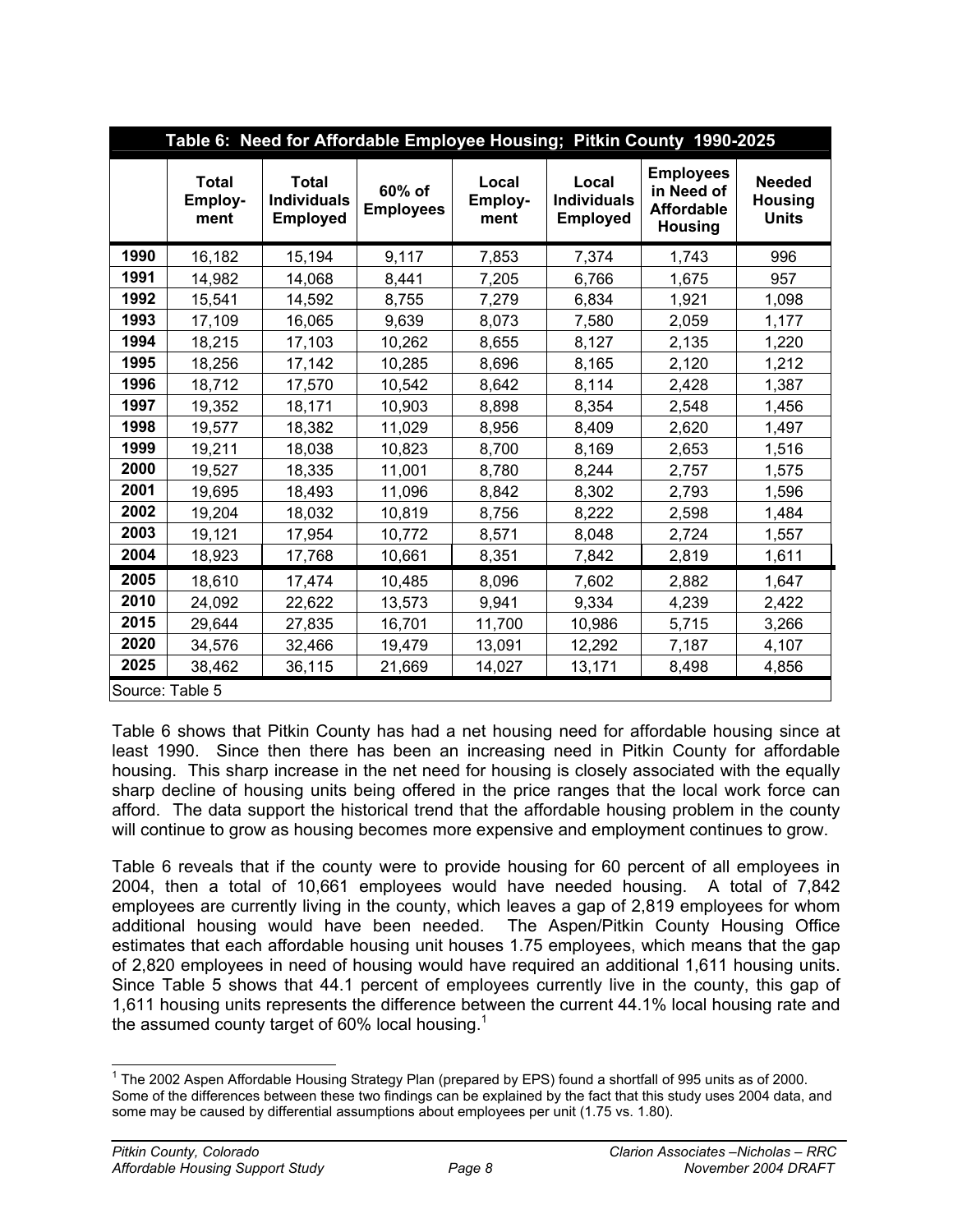| Table 6: Need for Affordable Employee Housing; Pitkin County 1990-2025 | | | | | | | |
|---|---|---|---|---|---|---|---|
| | **Total Employ-ment** | **Total Individuals Employed** | **60% of Employees** | **Local Employ-ment** | **Local Individuals Employed** | **Employees in Need of Affordable Housing** | **Needed Housing Units** |
| **1990** | 16,182 | 15,194 | 9,117 | 7,853 | 7,374 | 1,743 | 996 |
| **1991** | 14,982 | 14,068 | 8,441 | 7,205 | 6,766 | 1,675 | 957 |
| **1992** | 15,541 | 14,592 | 8,755 | 7,279 | 6,834 | 1,921 | 1,098 |
| **1993** | 17,109 | 16,065 | 9,639 | 8,073 | 7,580 | 2,059 | 1,177 |
| **1994** | 18,215 | 17,103 | 10,262 | 8,655 | 8,127 | 2,135 | 1,220 |
| **1995** | 18,256 | 17,142 | 10,285 | 8,696 | 8,165 | 2,120 | 1,212 |
| **1996** | 18,712 | 17,570 | 10,542 | 8,642 | 8,114 | 2,428 | 1,387 |
| **1997** | 19,352 | 18,171 | 10,903 | 8,898 | 8,354 | 2,548 | 1,456 |
| **1998** | 19,577 | 18,382 | 11,029 | 8,956 | 8,409 | 2,620 | 1,497 |
| **1999** | 19,211 | 18,038 | 10,823 | 8,700 | 8,169 | 2,653 | 1,516 |
| **2000** | 19,527 | 18,335 | 11,001 | 8,780 | 8,244 | 2,757 | 1,575 |
| **2001** | 19,695 | 18,493 | 11,096 | 8,842 | 8,302 | 2,793 | 1,596 |
| **2002** | 19,204 | 18,032 | 10,819 | 8,756 | 8,222 | 2,598 | 1,484 |
| **2003** | 19,121 | 17,954 | 10,772 | 8,571 | 8,048 | 2,724 | 1,557 |
| **2004** | 18,923 | 17,768 | 10,661 | 8,351 | 7,842 | 2,819 | 1,611 |
| **2005** | 18,610 | 17,474 | 10,485 | 8,096 | 7,602 | 2,882 | 1,647 |
| **2010** | 24,092 | 22,622 | 13,573 | 9,941 | 9,334 | 4,239 | 2,422 |
| **2015** | 29,644 | 27,835 | 16,701 | 11,700 | 10,986 | 5,715 | 3,266 |
| **2020** | 34,576 | 32,466 | 19,479 | 13,091 | 12,292 | 7,187 | 4,107 |
| **2025** | 38,462 | 36,115 | 21,669 | 14,027 | 13,171 | 8,498 | 4,856 |
| Source: Table 5 | | | | | | | |

Table 6 shows that Pitkin County has had a net housing need for affordable housing since at least 1990. Since then there has been an increasing need in Pitkin County for affordable housing. This sharp increase in the net need for housing is closely associated with the equally sharp decline of housing units being offered in the price ranges that the local work force can afford. The data support the historical trend that the affordable housing problem in the county will continue to grow as housing becomes more expensive and employment continues to grow.

Table 6 reveals that if the county were to provide housing for 60 percent of all employees in 2004, then a total of 10,661 employees would have needed housing. A total of 7,842 employees are currently living in the county, which leaves a gap of 2,819 employees for whom additional housing would have been needed. The Aspen/Pitkin County Housing Office estimates that each affordable housing unit houses 1.75 employees, which means that the gap of 2,820 employees in need of housing would have required an additional 1,611 housing units. Since Table 5 shows that 44.1 percent of employees currently live in the county, this gap of 1,611 housing units represents the difference between the current 44.1% local housing rate and the assumed county target of 60% local housing.[1]

[1] The 2002 Aspen Affordable Housing Strategy Plan (prepared by EPS) found a shortfall of 995 units as of 2000. Some of the differences between these two findings can be explained by the fact that this study uses 2004 data, and some may be caused by differential assumptions about employees per unit (1.75 vs. 1.80).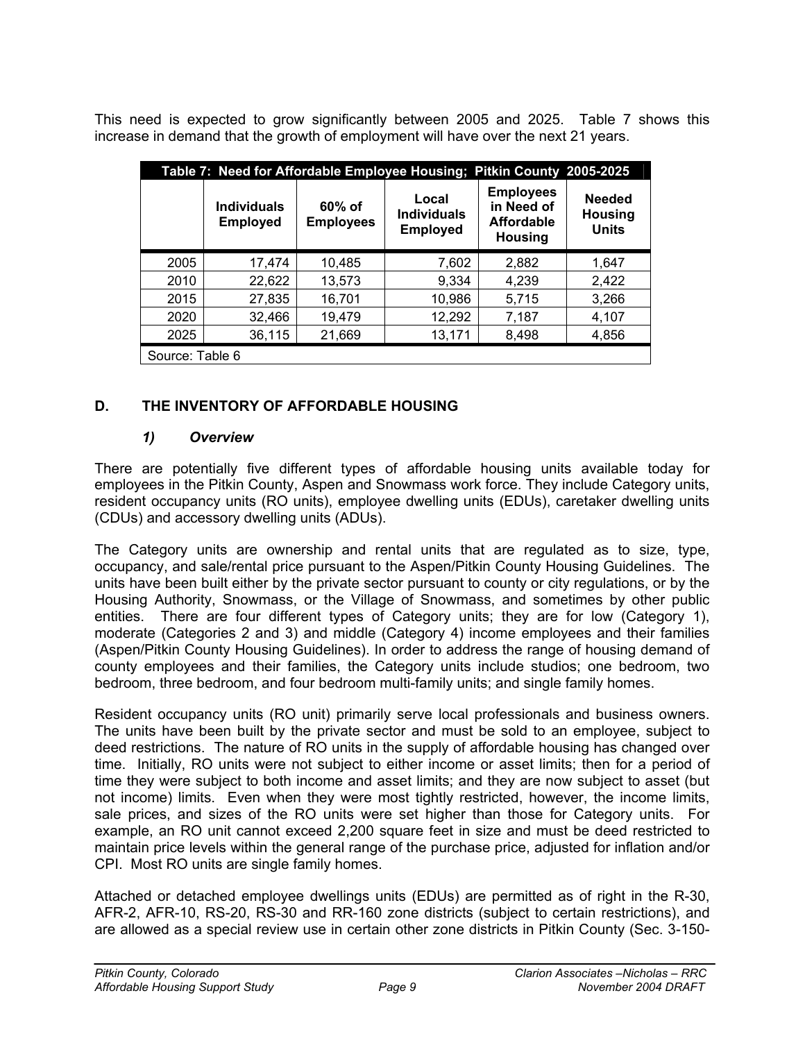This need is expected to grow significantly between 2005 and 2025. Table 7 shows this increase in demand that the growth of employment will have over the next 21 years.

**Table 7: Need for Affordable Employee Housing; Pitkin County 2005-2025**

| | Individuals Employed | 60% of Employees | Local Individuals Employed | Employees in Need of Affordable Housing | Needed Housing Units |
|---|---|---|---|---|---|
| 2005 | 17,474 | 10,485 | 7,602 | 2,882 | 1,647 |
| 2010 | 22,622 | 13,573 | 9,334 | 4,239 | 2,422 |
| 2015 | 27,835 | 16,701 | 10,986 | 5,715 | 3,266 |
| 2020 | 32,466 | 19,479 | 12,292 | 7,187 | 4,107 |
| 2025 | 36,115 | 21,669 | 13,171 | 8,498 | 4,856 |

Source: Table 6

## D. THE INVENTORY OF AFFORDABLE HOUSING

### *1) Overview*

There are potentially five different types of affordable housing units available today for employees in the Pitkin County, Aspen and Snowmass work force. They include Category units, resident occupancy units (RO units), employee dwelling units (EDUs), caretaker dwelling units (CDUs) and accessory dwelling units (ADUs).

The Category units are ownership and rental units that are regulated as to size, type, occupancy, and sale/rental price pursuant to the Aspen/Pitkin County Housing Guidelines. The units have been built either by the private sector pursuant to county or city regulations, or by the Housing Authority, Snowmass, or the Village of Snowmass, and sometimes by other public entities. There are four different types of Category units; they are for low (Category 1), moderate (Categories 2 and 3) and middle (Category 4) income employees and their families (Aspen/Pitkin County Housing Guidelines). In order to address the range of housing demand of county employees and their families, the Category units include studios; one bedroom, two bedroom, three bedroom, and four bedroom multi-family units; and single family homes.

Resident occupancy units (RO unit) primarily serve local professionals and business owners. The units have been built by the private sector and must be sold to an employee, subject to deed restrictions. The nature of RO units in the supply of affordable housing has changed over time. Initially, RO units were not subject to either income or asset limits; then for a period of time they were subject to both income and asset limits; and they are now subject to asset (but not income) limits. Even when they were most tightly restricted, however, the income limits, sale prices, and sizes of the RO units were set higher than those for Category units. For example, an RO unit cannot exceed 2,200 square feet in size and must be deed restricted to maintain price levels within the general range of the purchase price, adjusted for inflation and/or CPI. Most RO units are single family homes.

Attached or detached employee dwellings units (EDUs) are permitted as of right in the R-30, AFR-2, AFR-10, RS-20, RS-30 and RR-160 zone districts (subject to certain restrictions), and are allowed as a special review use in certain other zone districts in Pitkin County (Sec. 3-150-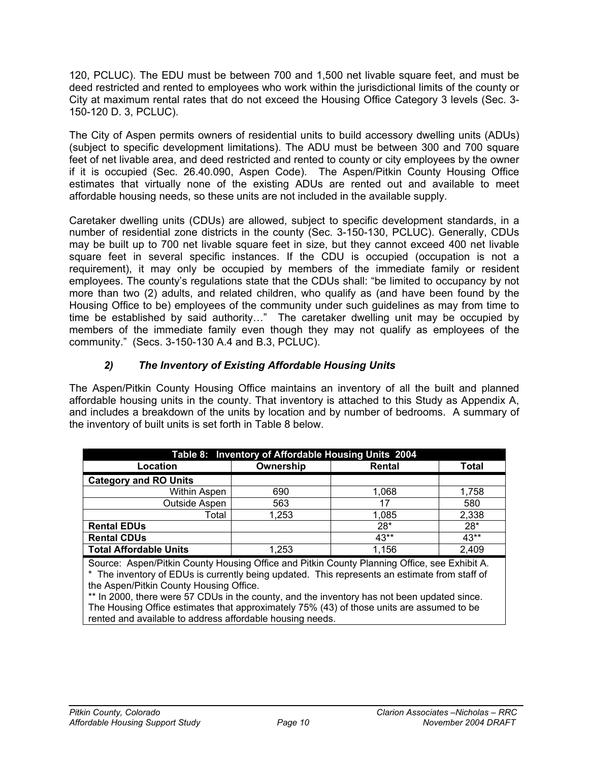120, PCLUC). The EDU must be between 700 and 1,500 net livable square feet, and must be deed restricted and rented to employees who work within the jurisdictional limits of the county or City at maximum rental rates that do not exceed the Housing Office Category 3 levels (Sec. 3-150-120 D. 3, PCLUC).

The City of Aspen permits owners of residential units to build accessory dwelling units (ADUs) (subject to specific development limitations). The ADU must be between 300 and 700 square feet of net livable area, and deed restricted and rented to county or city employees by the owner if it is occupied (Sec. 26.40.090, Aspen Code). The Aspen/Pitkin County Housing Office estimates that virtually none of the existing ADUs are rented out and available to meet affordable housing needs, so these units are not included in the available supply.

Caretaker dwelling units (CDUs) are allowed, subject to specific development standards, in a number of residential zone districts in the county (Sec. 3-150-130, PCLUC). Generally, CDUs may be built up to 700 net livable square feet in size, but they cannot exceed 400 net livable square feet in several specific instances. If the CDU is occupied (occupation is not a requirement), it may only be occupied by members of the immediate family or resident employees. The county's regulations state that the CDUs shall: "be limited to occupancy by not more than two (2) adults, and related children, who qualify as (and have been found by the Housing Office to be) employees of the community under such guidelines as may from time to time be established by said authority…" The caretaker dwelling unit may be occupied by members of the immediate family even though they may not qualify as employees of the community." (Secs. 3-150-130 A.4 and B.3, PCLUC).

### *2) The Inventory of Existing Affordable Housing Units*

The Aspen/Pitkin County Housing Office maintains an inventory of all the built and planned affordable housing units in the county. That inventory is attached to this Study as Appendix A, and includes a breakdown of the units by location and by number of bedrooms. A summary of the inventory of built units is set forth in Table 8 below.

**Table 8: Inventory of Affordable Housing Units 2004**

| Location | Ownership | Rental | Total |
|---|---|---|---|
| **Category and RO Units** | | | |
| Within Aspen | 690 | 1,068 | 1,758 |
| Outside Aspen | 563 | 17 | 580 |
| Total | 1,253 | 1,085 | 2,338 |
| **Rental EDUs** | | 28* | 28* |
| **Rental CDUs** | | 43** | 43** |
| **Total Affordable Units** | 1,253 | 1,156 | 2,409 |

Source: Aspen/Pitkin County Housing Office and Pitkin County Planning Office, see Exhibit A.
* The inventory of EDUs is currently being updated. This represents an estimate from staff of the Aspen/Pitkin County Housing Office.
** In 2000, there were 57 CDUs in the county, and the inventory has not been updated since. The Housing Office estimates that approximately 75% (43) of those units are assumed to be rented and available to address affordable housing needs.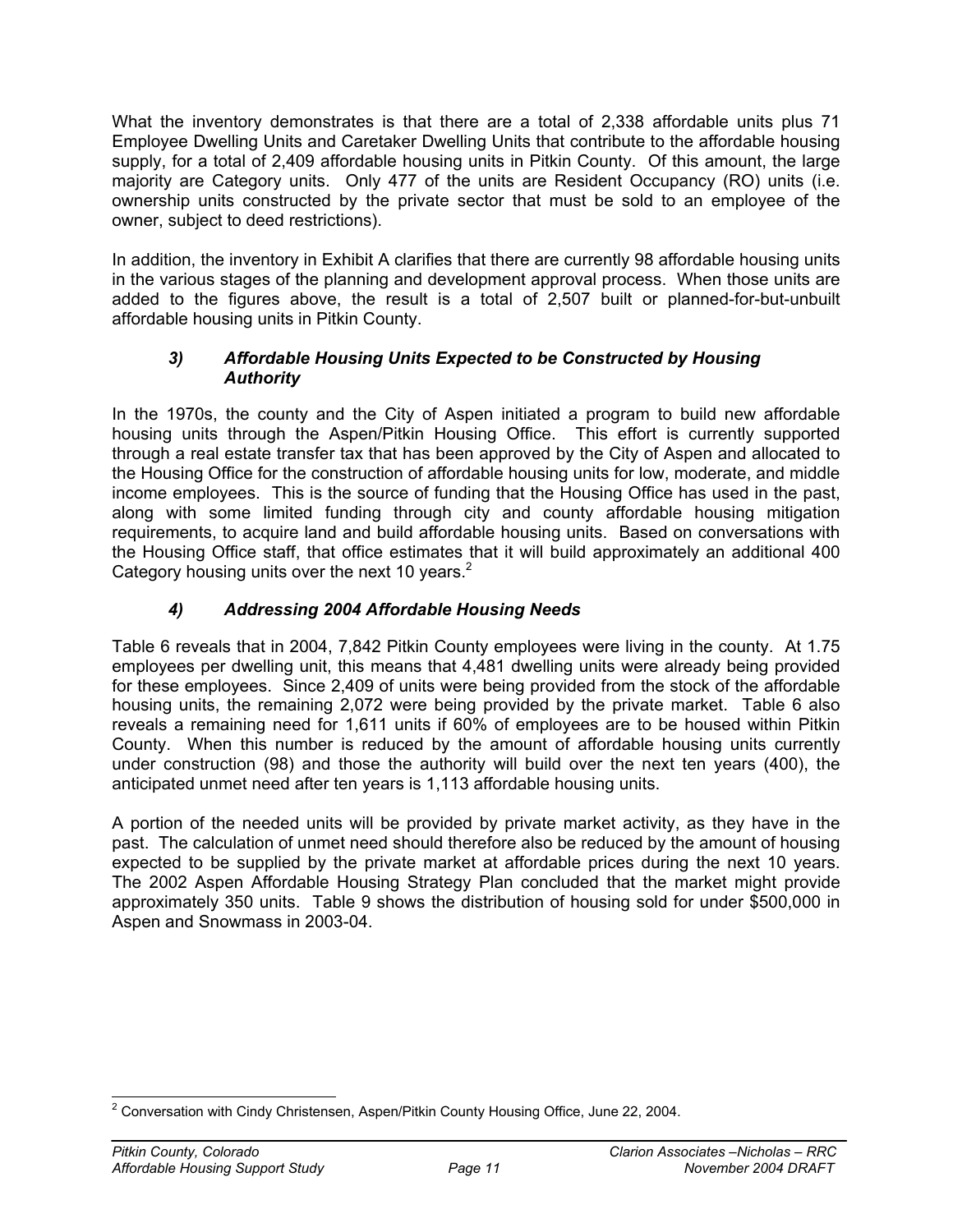What the inventory demonstrates is that there are a total of 2,338 affordable units plus 71 Employee Dwelling Units and Caretaker Dwelling Units that contribute to the affordable housing supply, for a total of 2,409 affordable housing units in Pitkin County. Of this amount, the large majority are Category units. Only 477 of the units are Resident Occupancy (RO) units (i.e. ownership units constructed by the private sector that must be sold to an employee of the owner, subject to deed restrictions).

In addition, the inventory in Exhibit A clarifies that there are currently 98 affordable housing units in the various stages of the planning and development approval process. When those units are added to the figures above, the result is a total of 2,507 built or planned-for-but-unbuilt affordable housing units in Pitkin County.

### *3) Affordable Housing Units Expected to be Constructed by Housing Authority*

In the 1970s, the county and the City of Aspen initiated a program to build new affordable housing units through the Aspen/Pitkin Housing Office. This effort is currently supported through a real estate transfer tax that has been approved by the City of Aspen and allocated to the Housing Office for the construction of affordable housing units for low, moderate, and middle income employees. This is the source of funding that the Housing Office has used in the past, along with some limited funding through city and county affordable housing mitigation requirements, to acquire land and build affordable housing units. Based on conversations with the Housing Office staff, that office estimates that it will build approximately an additional 400 Category housing units over the next 10 years.[2]

### *4) Addressing 2004 Affordable Housing Needs*

Table 6 reveals that in 2004, 7,842 Pitkin County employees were living in the county. At 1.75 employees per dwelling unit, this means that 4,481 dwelling units were already being provided for these employees. Since 2,409 of units were being provided from the stock of the affordable housing units, the remaining 2,072 were being provided by the private market. Table 6 also reveals a remaining need for 1,611 units if 60% of employees are to be housed within Pitkin County. When this number is reduced by the amount of affordable housing units currently under construction (98) and those the authority will build over the next ten years (400), the anticipated unmet need after ten years is 1,113 affordable housing units.

A portion of the needed units will be provided by private market activity, as they have in the past. The calculation of unmet need should therefore also be reduced by the amount of housing expected to be supplied by the private market at affordable prices during the next 10 years. The 2002 Aspen Affordable Housing Strategy Plan concluded that the market might provide approximately 350 units. Table 9 shows the distribution of housing sold for under $500,000 in Aspen and Snowmass in 2003-04.

---

[2] Conversation with Cindy Christensen, Aspen/Pitkin County Housing Office, June 22, 2004.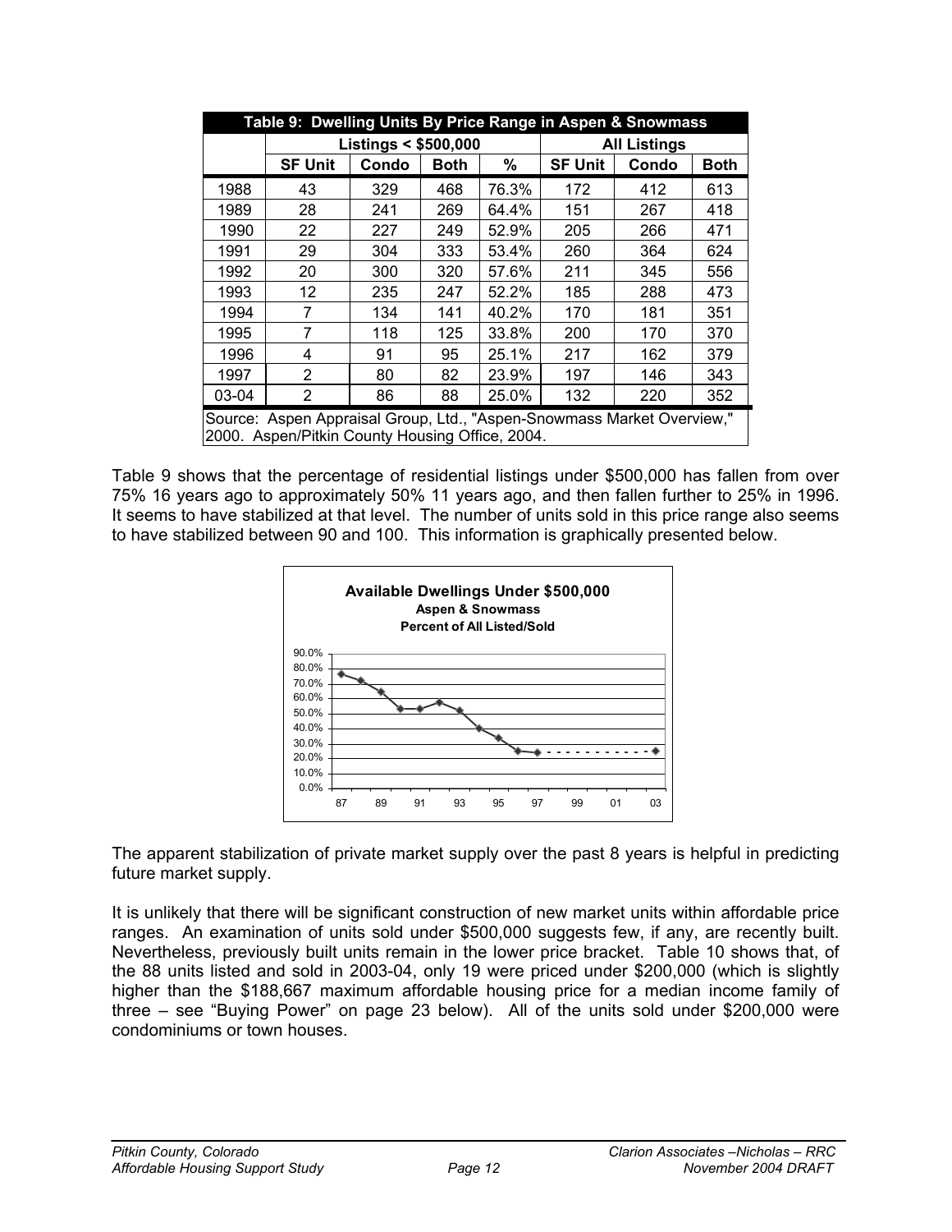| Table 9: Dwelling Units By Price Range in Aspen & Snowmass | | | | | | | |
|---|---|---|---|---|---|---|---|
| | Listings < $500,000 | | | | All Listings | | |
| | SF Unit | Condo | Both | % | SF Unit | Condo | Both |
| 1988 | 43 | 329 | 468 | 76.3% | 172 | 412 | 613 |
| 1989 | 28 | 241 | 269 | 64.4% | 151 | 267 | 418 |
| 1990 | 22 | 227 | 249 | 52.9% | 205 | 266 | 471 |
| 1991 | 29 | 304 | 333 | 53.4% | 260 | 364 | 624 |
| 1992 | 20 | 300 | 320 | 57.6% | 211 | 345 | 556 |
| 1993 | 12 | 235 | 247 | 52.2% | 185 | 288 | 473 |
| 1994 | 7 | 134 | 141 | 40.2% | 170 | 181 | 351 |
| 1995 | 7 | 118 | 125 | 33.8% | 200 | 170 | 370 |
| 1996 | 4 | 91 | 95 | 25.1% | 217 | 162 | 379 |
| 1997 | 2 | 80 | 82 | 23.9% | 197 | 146 | 343 |
| 03-04 | 2 | 86 | 88 | 25.0% | 132 | 220 | 352 |

Source: Aspen Appraisal Group, Ltd., "Aspen-Snowmass Market Overview," 2000. Aspen/Pitkin County Housing Office, 2004.

Table 9 shows that the percentage of residential listings under $500,000 has fallen from over 75% 16 years ago to approximately 50% 11 years ago, and then fallen further to 25% in 1996. It seems to have stabilized at that level. The number of units sold in this price range also seems to have stabilized between 90 and 100. This information is graphically presented below.

**Available Dwellings Under $500,000**
**Aspen & Snowmass**
**Percent of All Listed/Sold**

The apparent stabilization of private market supply over the past 8 years is helpful in predicting future market supply.

It is unlikely that there will be significant construction of new market units within affordable price ranges. An examination of units sold under $500,000 suggests few, if any, are recently built. Nevertheless, previously built units remain in the lower price bracket. Table 10 shows that, of the 88 units listed and sold in 2003-04, only 19 were priced under $200,000 (which is slightly higher than the $188,667 maximum affordable housing price for a median income family of three – see "Buying Power" on page 23 below). All of the units sold under $200,000 were condominiums or town houses.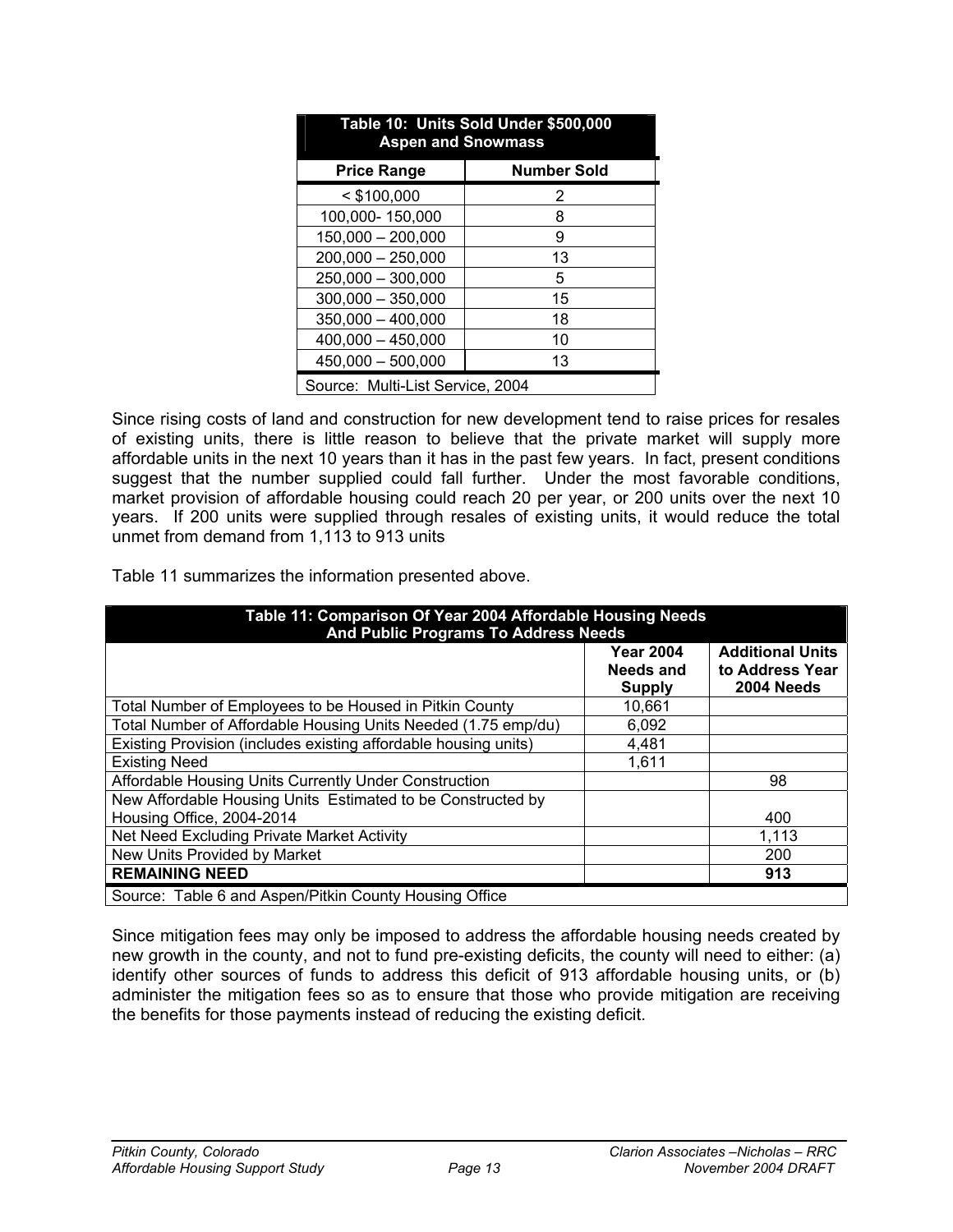| Table 10: Units Sold Under $500,000 Aspen and Snowmass | |
|---|---|
| **Price Range** | **Number Sold** |
| < $100,000 | 2 |
| 100,000- 150,000 | 8 |
| 150,000 – 200,000 | 9 |
| 200,000 – 250,000 | 13 |
| 250,000 – 300,000 | 5 |
| 300,000 – 350,000 | 15 |
| 350,000 – 400,000 | 18 |
| 400,000 – 450,000 | 10 |
| 450,000 – 500,000 | 13 |
| Source: Multi-List Service, 2004 | |

Since rising costs of land and construction for new development tend to raise prices for resales of existing units, there is little reason to believe that the private market will supply more affordable units in the next 10 years than it has in the past few years. In fact, present conditions suggest that the number supplied could fall further. Under the most favorable conditions, market provision of affordable housing could reach 20 per year, or 200 units over the next 10 years. If 200 units were supplied through resales of existing units, it would reduce the total unmet from demand from 1,113 to 913 units

Table 11 summarizes the information presented above.

| Table 11: Comparison Of Year 2004 Affordable Housing Needs And Public Programs To Address Needs | | |
|---|---|---|
| | **Year 2004 Needs and Supply** | **Additional Units to Address Year 2004 Needs** |
| Total Number of Employees to be Housed in Pitkin County | 10,661 | |
| Total Number of Affordable Housing Units Needed (1.75 emp/du) | 6,092 | |
| Existing Provision (includes existing affordable housing units) | 4,481 | |
| Existing Need | 1,611 | |
| Affordable Housing Units Currently Under Construction | | 98 |
| New Affordable Housing Units Estimated to be Constructed by Housing Office, 2004-2014 | | 400 |
| Net Need Excluding Private Market Activity | | 1,113 |
| New Units Provided by Market | | 200 |
| **REMAINING NEED** | | **913** |
| Source: Table 6 and Aspen/Pitkin County Housing Office | | |

Since mitigation fees may only be imposed to address the affordable housing needs created by new growth in the county, and not to fund pre-existing deficits, the county will need to either: (a) identify other sources of funds to address this deficit of 913 affordable housing units, or (b) administer the mitigation fees so as to ensure that those who provide mitigation are receiving the benefits for those payments instead of reducing the existing deficit.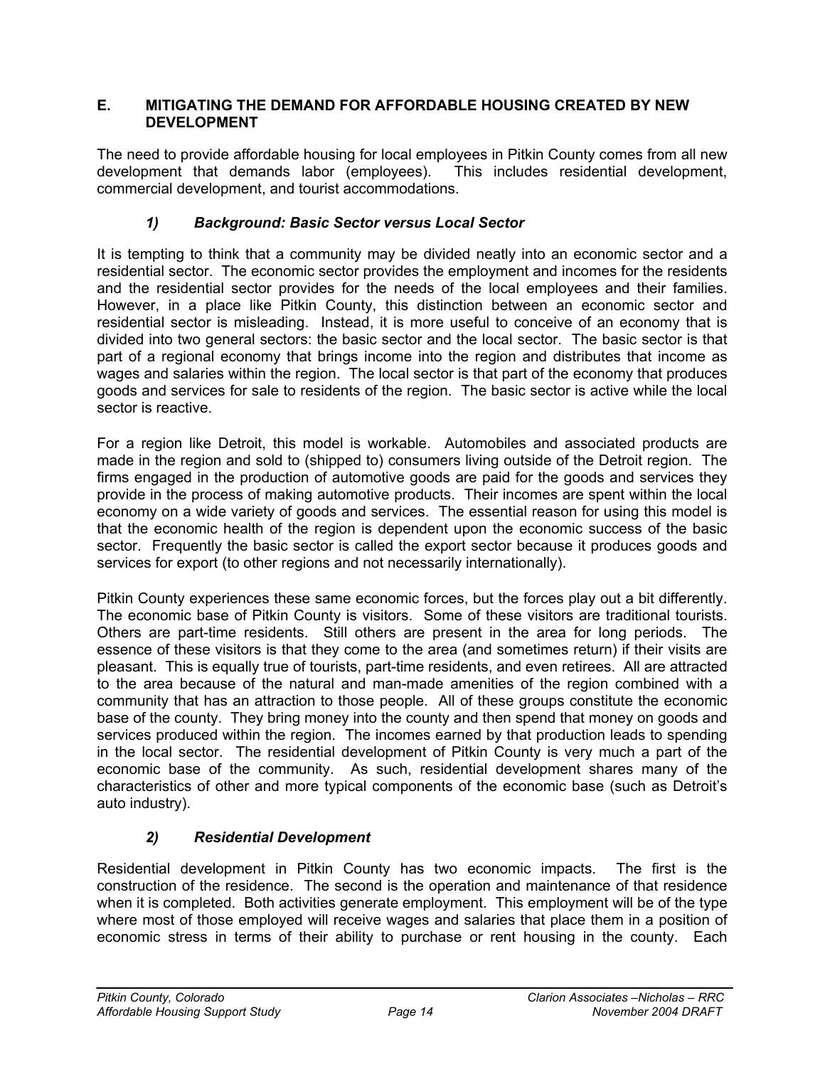## E. MITIGATING THE DEMAND FOR AFFORDABLE HOUSING CREATED BY NEW DEVELOPMENT

The need to provide affordable housing for local employees in Pitkin County comes from all new development that demands labor (employees). This includes residential development, commercial development, and tourist accommodations.

### *1) Background: Basic Sector versus Local Sector*

It is tempting to think that a community may be divided neatly into an economic sector and a residential sector. The economic sector provides the employment and incomes for the residents and the residential sector provides for the needs of the local employees and their families. However, in a place like Pitkin County, this distinction between an economic sector and residential sector is misleading. Instead, it is more useful to conceive of an economy that is divided into two general sectors: the basic sector and the local sector. The basic sector is that part of a regional economy that brings income into the region and distributes that income as wages and salaries within the region. The local sector is that part of the economy that produces goods and services for sale to residents of the region. The basic sector is active while the local sector is reactive.

For a region like Detroit, this model is workable. Automobiles and associated products are made in the region and sold to (shipped to) consumers living outside of the Detroit region. The firms engaged in the production of automotive goods are paid for the goods and services they provide in the process of making automotive products. Their incomes are spent within the local economy on a wide variety of goods and services. The essential reason for using this model is that the economic health of the region is dependent upon the economic success of the basic sector. Frequently the basic sector is called the export sector because it produces goods and services for export (to other regions and not necessarily internationally).

Pitkin County experiences these same economic forces, but the forces play out a bit differently. The economic base of Pitkin County is visitors. Some of these visitors are traditional tourists. Others are part-time residents. Still others are present in the area for long periods. The essence of these visitors is that they come to the area (and sometimes return) if their visits are pleasant. This is equally true of tourists, part-time residents, and even retirees. All are attracted to the area because of the natural and man-made amenities of the region combined with a community that has an attraction to those people. All of these groups constitute the economic base of the county. They bring money into the county and then spend that money on goods and services produced within the region. The incomes earned by that production leads to spending in the local sector. The residential development of Pitkin County is very much a part of the economic base of the community. As such, residential development shares many of the characteristics of other and more typical components of the economic base (such as Detroit's auto industry).

### *2) Residential Development*

Residential development in Pitkin County has two economic impacts. The first is the construction of the residence. The second is the operation and maintenance of that residence when it is completed. Both activities generate employment. This employment will be of the type where most of those employed will receive wages and salaries that place them in a position of economic stress in terms of their ability to purchase or rent housing in the county. Each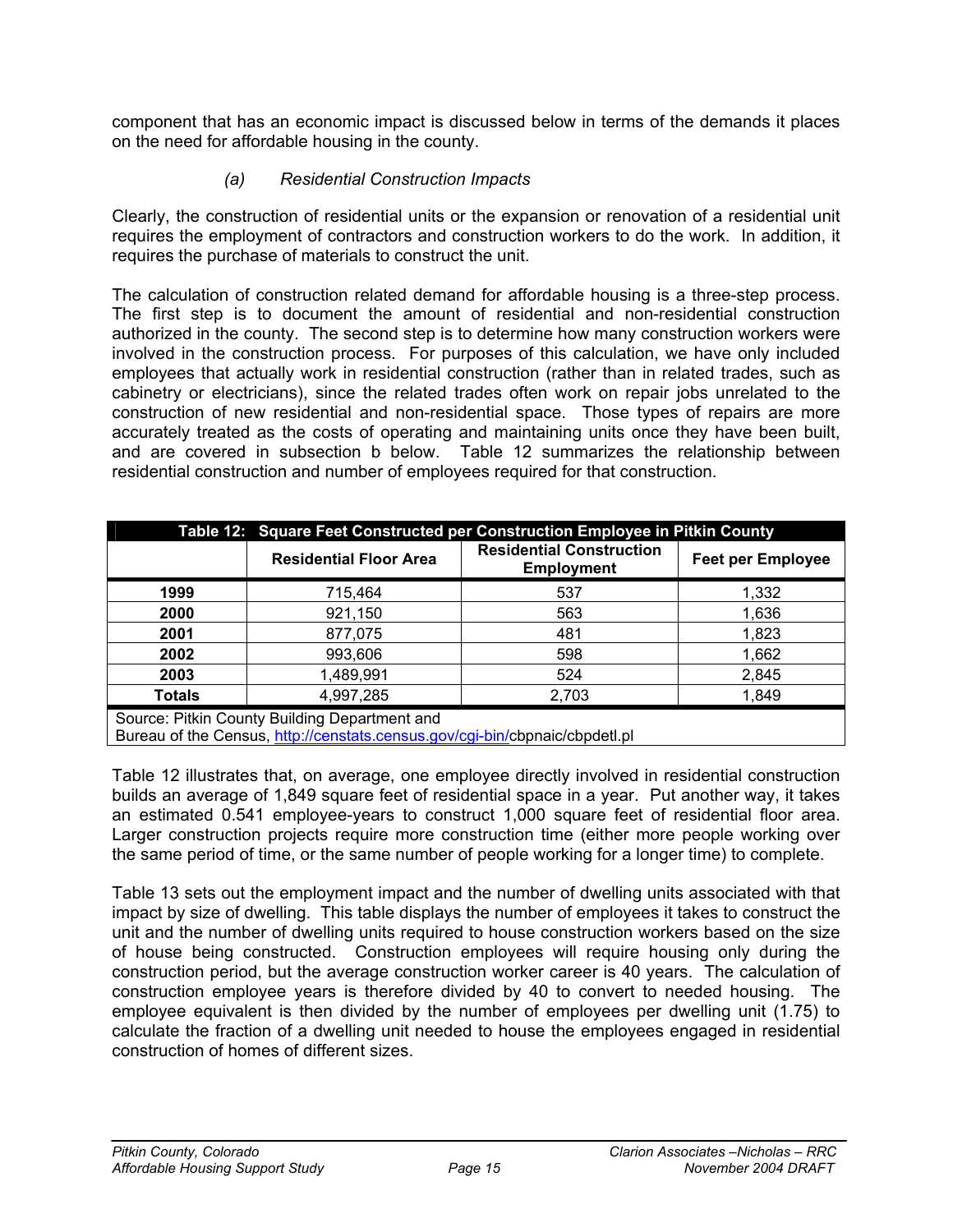component that has an economic impact is discussed below in terms of the demands it places on the need for affordable housing in the county.

*(a) Residential Construction Impacts*

Clearly, the construction of residential units or the expansion or renovation of a residential unit requires the employment of contractors and construction workers to do the work. In addition, it requires the purchase of materials to construct the unit.

The calculation of construction related demand for affordable housing is a three-step process. The first step is to document the amount of residential and non-residential construction authorized in the county. The second step is to determine how many construction workers were involved in the construction process. For purposes of this calculation, we have only included employees that actually work in residential construction (rather than in related trades, such as cabinetry or electricians), since the related trades often work on repair jobs unrelated to the construction of new residential and non-residential space. Those types of repairs are more accurately treated as the costs of operating and maintaining units once they have been built, and are covered in subsection b below. Table 12 summarizes the relationship between residential construction and number of employees required for that construction.

**Table 12: Square Feet Constructed per Construction Employee in Pitkin County**

| | Residential Floor Area | Residential Construction Employment | Feet per Employee |
|---|---|---|---|
| **1999** | 715,464 | 537 | 1,332 |
| **2000** | 921,150 | 563 | 1,636 |
| **2001** | 877,075 | 481 | 1,823 |
| **2002** | 993,606 | 598 | 1,662 |
| **2003** | 1,489,991 | 524 | 2,845 |
| **Totals** | 4,997,285 | 2,703 | 1,849 |

Source: Pitkin County Building Department and
Bureau of the Census, http://censtats.census.gov/cgi-bin/cbpnaic/cbpdetl.pl

Table 12 illustrates that, on average, one employee directly involved in residential construction builds an average of 1,849 square feet of residential space in a year. Put another way, it takes an estimated 0.541 employee-years to construct 1,000 square feet of residential floor area. Larger construction projects require more construction time (either more people working over the same period of time, or the same number of people working for a longer time) to complete.

Table 13 sets out the employment impact and the number of dwelling units associated with that impact by size of dwelling. This table displays the number of employees it takes to construct the unit and the number of dwelling units required to house construction workers based on the size of house being constructed. Construction employees will require housing only during the construction period, but the average construction worker career is 40 years. The calculation of construction employee years is therefore divided by 40 to convert to needed housing. The employee equivalent is then divided by the number of employees per dwelling unit (1.75) to calculate the fraction of a dwelling unit needed to house the employees engaged in residential construction of homes of different sizes.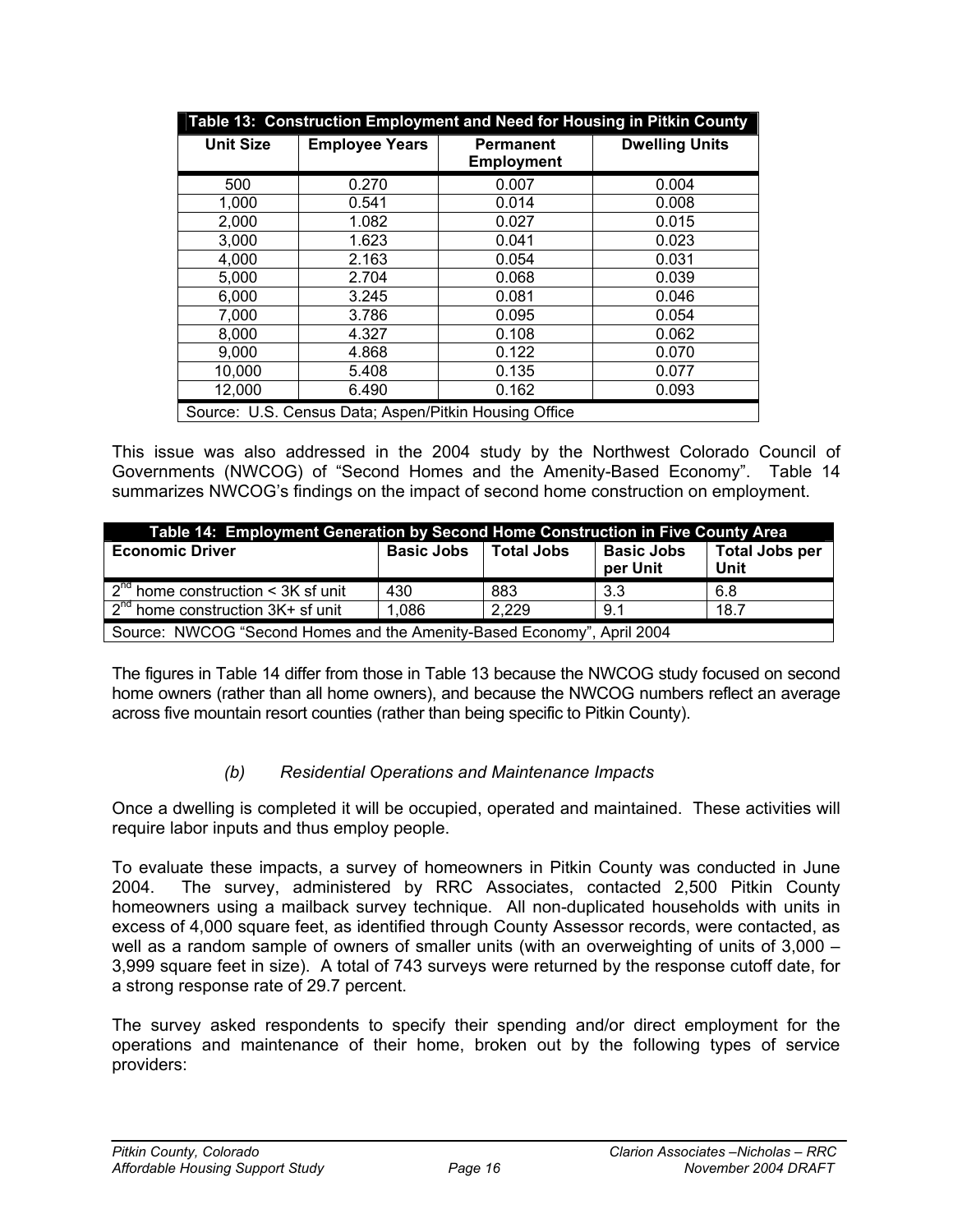| Table 13: Construction Employment and Need for Housing in Pitkin County | | | |
|---|---|---|---|
| **Unit Size** | **Employee Years** | **Permanent Employment** | **Dwelling Units** |
| 500 | 0.270 | 0.007 | 0.004 |
| 1,000 | 0.541 | 0.014 | 0.008 |
| 2,000 | 1.082 | 0.027 | 0.015 |
| 3,000 | 1.623 | 0.041 | 0.023 |
| 4,000 | 2.163 | 0.054 | 0.031 |
| 5,000 | 2.704 | 0.068 | 0.039 |
| 6,000 | 3.245 | 0.081 | 0.046 |
| 7,000 | 3.786 | 0.095 | 0.054 |
| 8,000 | 4.327 | 0.108 | 0.062 |
| 9,000 | 4.868 | 0.122 | 0.070 |
| 10,000 | 5.408 | 0.135 | 0.077 |
| 12,000 | 6.490 | 0.162 | 0.093 |
| Source: U.S. Census Data; Aspen/Pitkin Housing Office | | | |

This issue was also addressed in the 2004 study by the Northwest Colorado Council of Governments (NWCOG) of "Second Homes and the Amenity-Based Economy". Table 14 summarizes NWCOG's findings on the impact of second home construction on employment.

| Table 14: Employment Generation by Second Home Construction in Five County Area | | | | |
|---|---|---|---|---|
| **Economic Driver** | **Basic Jobs** | **Total Jobs** | **Basic Jobs per Unit** | **Total Jobs per Unit** |
| 2nd home construction < 3K sf unit | 430 | 883 | 3.3 | 6.8 |
| 2nd home construction 3K+ sf unit | 1,086 | 2,229 | 9.1 | 18.7 |
| Source: NWCOG "Second Homes and the Amenity-Based Economy", April 2004 | | | | |

The figures in Table 14 differ from those in Table 13 because the NWCOG study focused on second home owners (rather than all home owners), and because the NWCOG numbers reflect an average across five mountain resort counties (rather than being specific to Pitkin County).

*(b) Residential Operations and Maintenance Impacts*

Once a dwelling is completed it will be occupied, operated and maintained. These activities will require labor inputs and thus employ people.

To evaluate these impacts, a survey of homeowners in Pitkin County was conducted in June 2004. The survey, administered by RRC Associates, contacted 2,500 Pitkin County homeowners using a mailback survey technique. All non-duplicated households with units in excess of 4,000 square feet, as identified through County Assessor records, were contacted, as well as a random sample of owners of smaller units (with an overweighting of units of 3,000 – 3,999 square feet in size). A total of 743 surveys were returned by the response cutoff date, for a strong response rate of 29.7 percent.

The survey asked respondents to specify their spending and/or direct employment for the operations and maintenance of their home, broken out by the following types of service providers: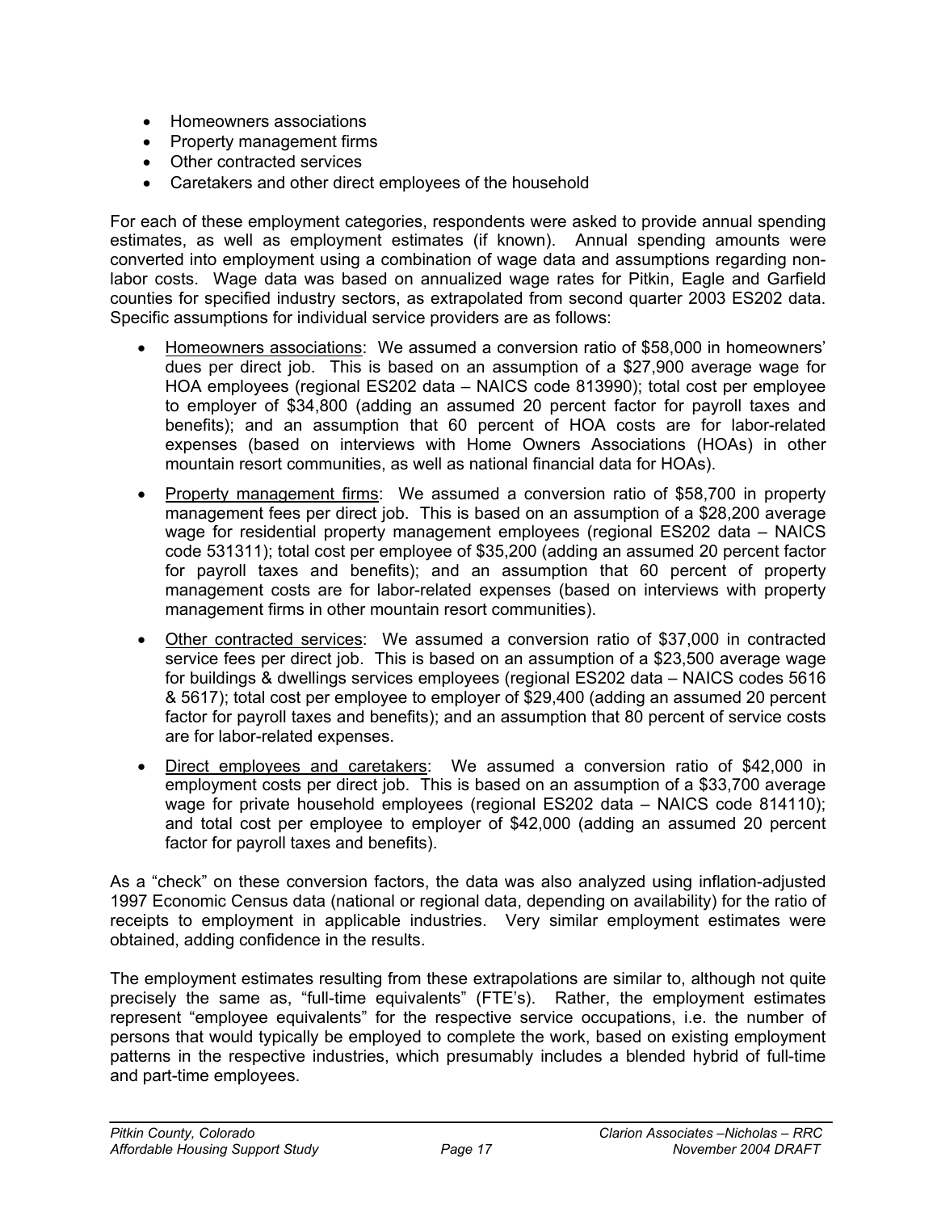- Homeowners associations
- Property management firms
- Other contracted services
- Caretakers and other direct employees of the household

For each of these employment categories, respondents were asked to provide annual spending estimates, as well as employment estimates (if known). Annual spending amounts were converted into employment using a combination of wage data and assumptions regarding non-labor costs. Wage data was based on annualized wage rates for Pitkin, Eagle and Garfield counties for specified industry sectors, as extrapolated from second quarter 2003 ES202 data. Specific assumptions for individual service providers are as follows:

- Homeowners associations: We assumed a conversion ratio of $58,000 in homeowners' dues per direct job. This is based on an assumption of a $27,900 average wage for HOA employees (regional ES202 data – NAICS code 813990); total cost per employee to employer of $34,800 (adding an assumed 20 percent factor for payroll taxes and benefits); and an assumption that 60 percent of HOA costs are for labor-related expenses (based on interviews with Home Owners Associations (HOAs) in other mountain resort communities, as well as national financial data for HOAs).
- Property management firms: We assumed a conversion ratio of $58,700 in property management fees per direct job. This is based on an assumption of a $28,200 average wage for residential property management employees (regional ES202 data – NAICS code 531311); total cost per employee of $35,200 (adding an assumed 20 percent factor for payroll taxes and benefits); and an assumption that 60 percent of property management costs are for labor-related expenses (based on interviews with property management firms in other mountain resort communities).
- Other contracted services: We assumed a conversion ratio of $37,000 in contracted service fees per direct job. This is based on an assumption of a $23,500 average wage for buildings & dwellings services employees (regional ES202 data – NAICS codes 5616 & 5617); total cost per employee to employer of $29,400 (adding an assumed 20 percent factor for payroll taxes and benefits); and an assumption that 80 percent of service costs are for labor-related expenses.
- Direct employees and caretakers: We assumed a conversion ratio of $42,000 in employment costs per direct job. This is based on an assumption of a $33,700 average wage for private household employees (regional ES202 data – NAICS code 814110); and total cost per employee to employer of $42,000 (adding an assumed 20 percent factor for payroll taxes and benefits).

As a "check" on these conversion factors, the data was also analyzed using inflation-adjusted 1997 Economic Census data (national or regional data, depending on availability) for the ratio of receipts to employment in applicable industries. Very similar employment estimates were obtained, adding confidence in the results.

The employment estimates resulting from these extrapolations are similar to, although not quite precisely the same as, "full-time equivalents" (FTE's). Rather, the employment estimates represent "employee equivalents" for the respective service occupations, i.e. the number of persons that would typically be employed to complete the work, based on existing employment patterns in the respective industries, which presumably includes a blended hybrid of full-time and part-time employees.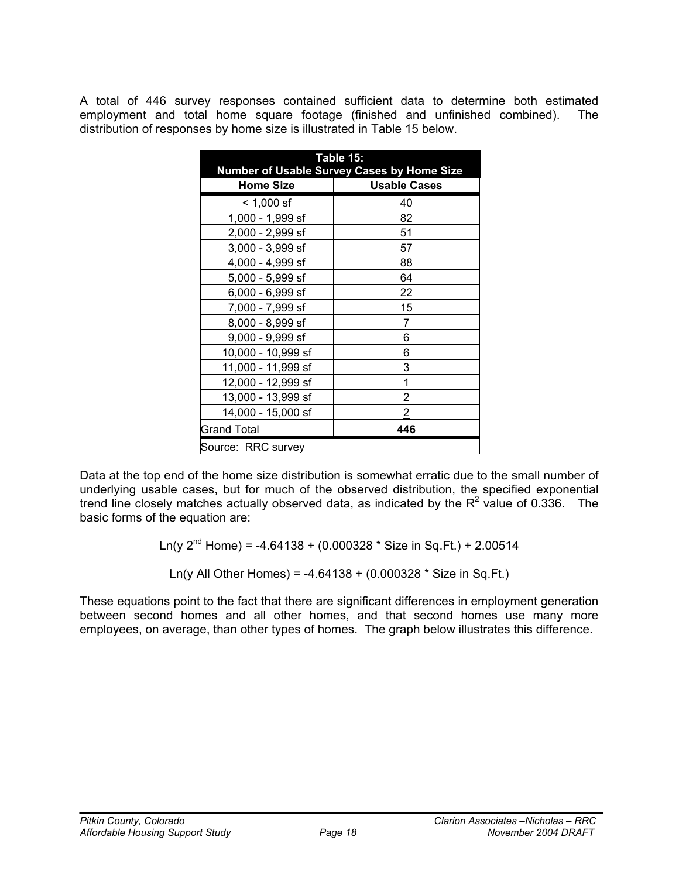A total of 446 survey responses contained sufficient data to determine both estimated employment and total home square footage (finished and unfinished combined). The distribution of responses by home size is illustrated in Table 15 below.

| Table 15: Number of Usable Survey Cases by Home Size | |
|---|---|
| **Home Size** | **Usable Cases** |
| < 1,000 sf | 40 |
| 1,000 - 1,999 sf | 82 |
| 2,000 - 2,999 sf | 51 |
| 3,000 - 3,999 sf | 57 |
| 4,000 - 4,999 sf | 88 |
| 5,000 - 5,999 sf | 64 |
| 6,000 - 6,999 sf | 22 |
| 7,000 - 7,999 sf | 15 |
| 8,000 - 8,999 sf | 7 |
| 9,000 - 9,999 sf | 6 |
| 10,000 - 10,999 sf | 6 |
| 11,000 - 11,999 sf | 3 |
| 12,000 - 12,999 sf | 1 |
| 13,000 - 13,999 sf | 2 |
| 14,000 - 15,000 sf | 2 |
| Grand Total | **446** |
| Source: RRC survey | |

Data at the top end of the home size distribution is somewhat erratic due to the small number of underlying usable cases, but for much of the observed distribution, the specified exponential trend line closely matches actually observed data, as indicated by the $R^2$ value of 0.336. The basic forms of the equation are:

$$\text{Ln(y 2}^{\text{nd}}\text{ Home)} = -4.64138 + (0.000328 * \text{Size in Sq.Ft.}) + 2.00514$$

$$\text{Ln(y All Other Homes)} = -4.64138 + (0.000328 * \text{Size in Sq.Ft.})$$

These equations point to the fact that there are significant differences in employment generation between second homes and all other homes, and that second homes use many more employees, on average, than other types of homes. The graph below illustrates this difference.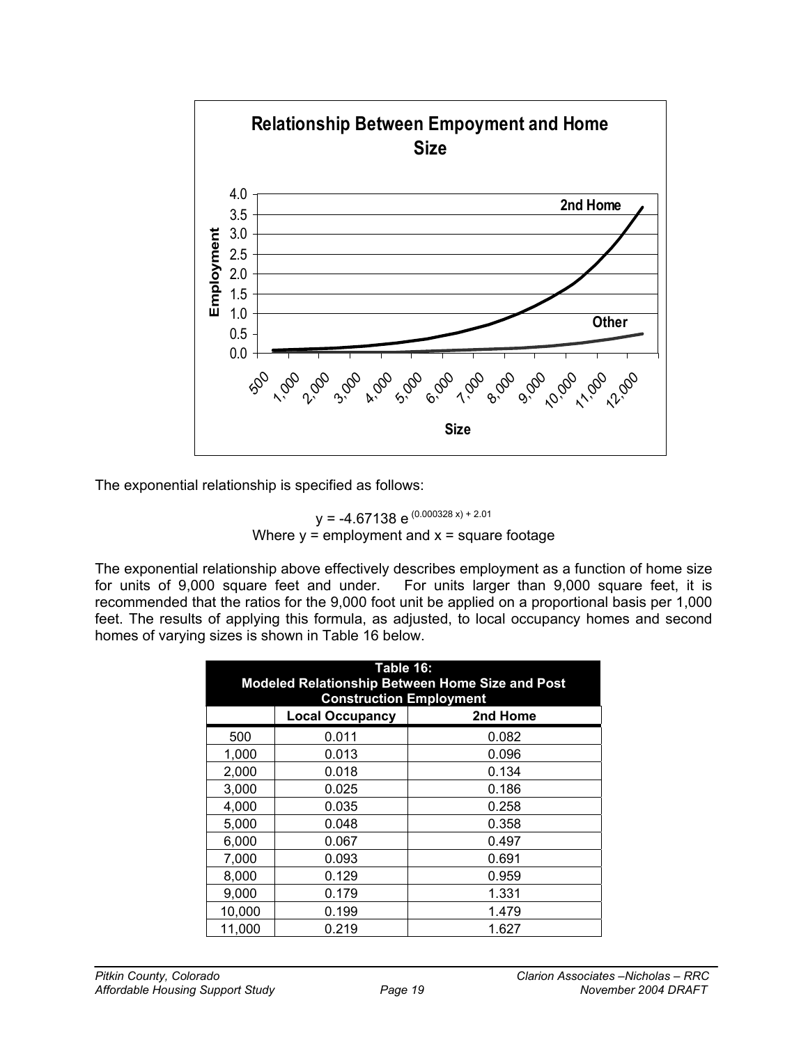The exponential relationship is specified as follows:

$$y = -4.67138 \, e^{(0.000328 x) + 2.01}$$

Where y = employment and x = square footage

The exponential relationship above effectively describes employment as a function of home size for units of 9,000 square feet and under. For units larger than 9,000 square feet, it is recommended that the ratios for the 9,000 foot unit be applied on a proportional basis per 1,000 feet. The results of applying this formula, as adjusted, to local occupancy homes and second homes of varying sizes is shown in Table 16 below.

**Table 16: Modeled Relationship Between Home Size and Post Construction Employment**

| | Local Occupancy | 2nd Home |
|---|---|---|
| 500 | 0.011 | 0.082 |
| 1,000 | 0.013 | 0.096 |
| 2,000 | 0.018 | 0.134 |
| 3,000 | 0.025 | 0.186 |
| 4,000 | 0.035 | 0.258 |
| 5,000 | 0.048 | 0.358 |
| 6,000 | 0.067 | 0.497 |
| 7,000 | 0.093 | 0.691 |
| 8,000 | 0.129 | 0.959 |
| 9,000 | 0.179 | 1.331 |
| 10,000 | 0.199 | 1.479 |
| 11,000 | 0.219 | 1.627 |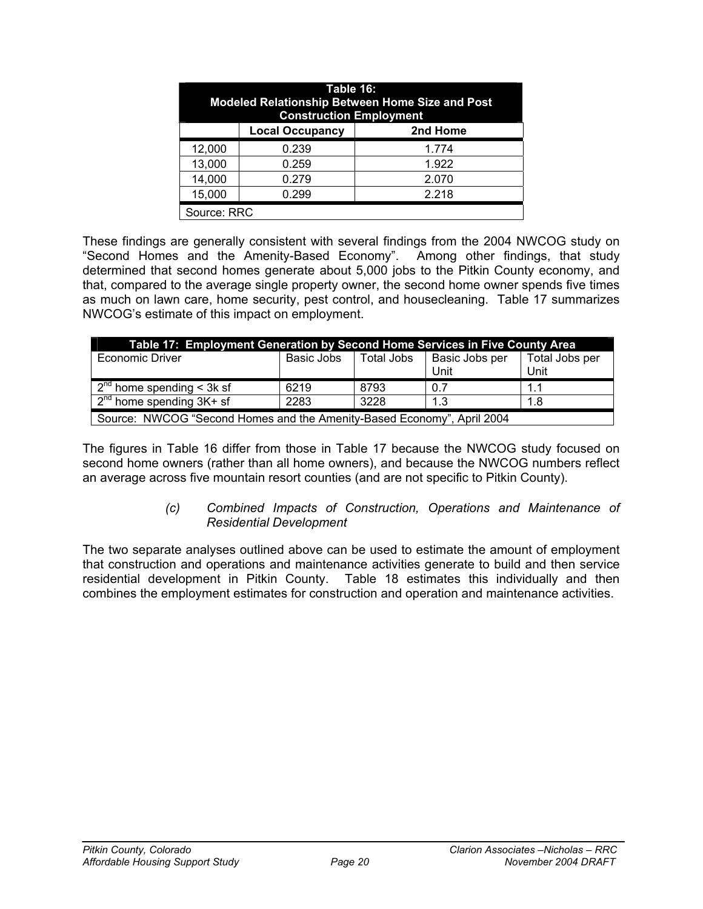| Table 16: Modeled Relationship Between Home Size and Post Construction Employment | | |
|---|---|---|
| | Local Occupancy | 2nd Home |
| 12,000 | 0.239 | 1.774 |
| 13,000 | 0.259 | 1.922 |
| 14,000 | 0.279 | 2.070 |
| 15,000 | 0.299 | 2.218 |
| Source: RRC | | |

These findings are generally consistent with several findings from the 2004 NWCOG study on "Second Homes and the Amenity-Based Economy". Among other findings, that study determined that second homes generate about 5,000 jobs to the Pitkin County economy, and that, compared to the average single property owner, the second home owner spends five times as much on lawn care, home security, pest control, and housecleaning. Table 17 summarizes NWCOG's estimate of this impact on employment.

| Table 17: Employment Generation by Second Home Services in Five County Area | | | | |
|---|---|---|---|---|
| Economic Driver | Basic Jobs | Total Jobs | Basic Jobs per Unit | Total Jobs per Unit |
| 2nd home spending < 3k sf | 6219 | 8793 | 0.7 | 1.1 |
| 2nd home spending 3K+ sf | 2283 | 3228 | 1.3 | 1.8 |
| Source: NWCOG "Second Homes and the Amenity-Based Economy", April 2004 | | | | |

The figures in Table 16 differ from those in Table 17 because the NWCOG study focused on second home owners (rather than all home owners), and because the NWCOG numbers reflect an average across five mountain resort counties (and are not specific to Pitkin County).

*(c) Combined Impacts of Construction, Operations and Maintenance of Residential Development*

The two separate analyses outlined above can be used to estimate the amount of employment that construction and operations and maintenance activities generate to build and then service residential development in Pitkin County. Table 18 estimates this individually and then combines the employment estimates for construction and operation and maintenance activities.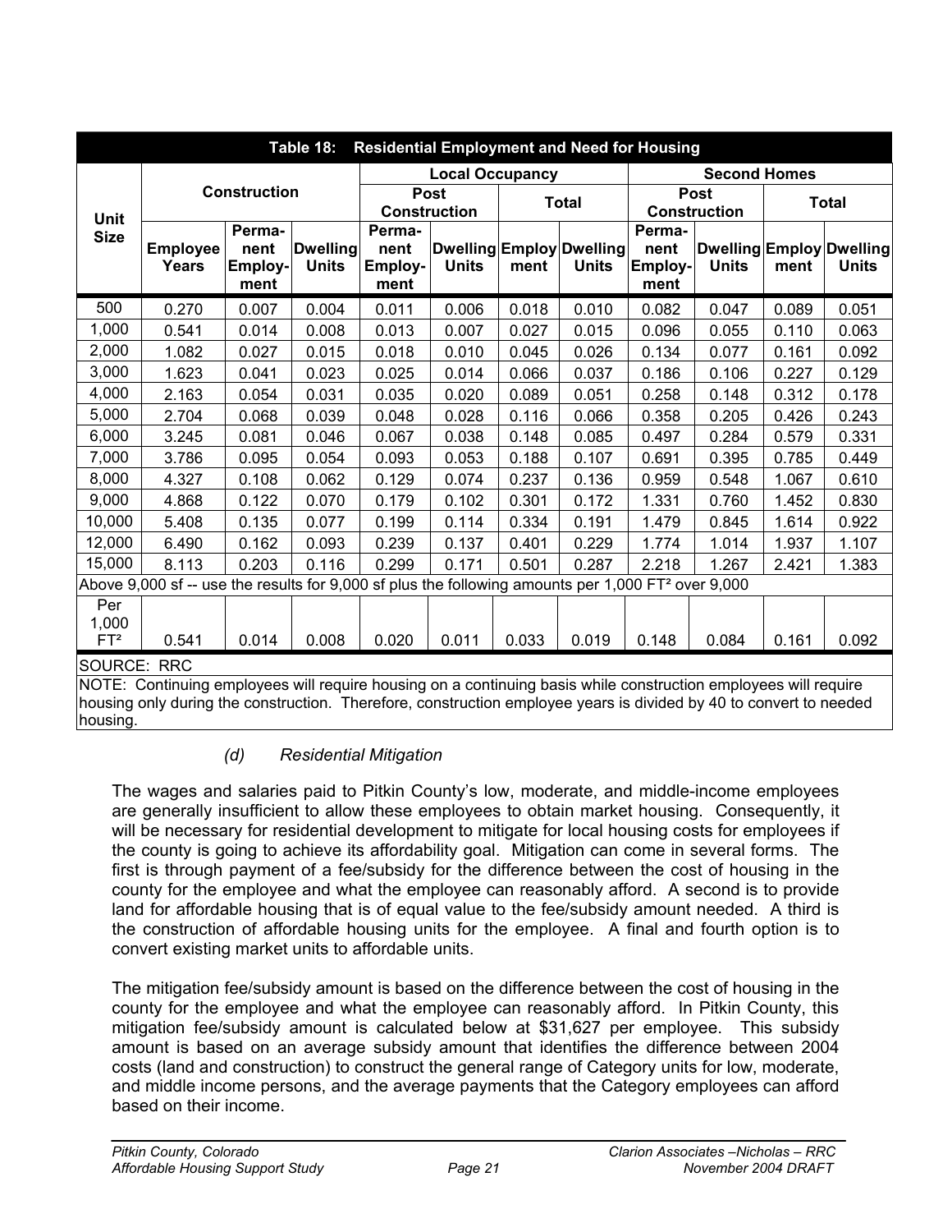**Table 18: Residential Employment and Need for Housing**

| Unit Size | Construction | | | Local Occupancy | | | | Second Homes | | | |
|---|---|---|---|---|---|---|---|---|---|---|---|
| | | | | Post Construction | | Total | | Post Construction | | Total | |
| | Employee Years | Perma-nent Employ-ment | Dwelling Units | Perma-nent Employ-ment | Dwelling Units | Employ ment | Dwelling Units | Perma-nent Employ-ment | Dwelling Units | Employ ment | Dwelling Units |
| 500 | 0.270 | 0.007 | 0.004 | 0.011 | 0.006 | 0.018 | 0.010 | 0.082 | 0.047 | 0.089 | 0.051 |
| 1,000 | 0.541 | 0.014 | 0.008 | 0.013 | 0.007 | 0.027 | 0.015 | 0.096 | 0.055 | 0.110 | 0.063 |
| 2,000 | 1.082 | 0.027 | 0.015 | 0.018 | 0.010 | 0.045 | 0.026 | 0.134 | 0.077 | 0.161 | 0.092 |
| 3,000 | 1.623 | 0.041 | 0.023 | 0.025 | 0.014 | 0.066 | 0.037 | 0.186 | 0.106 | 0.227 | 0.129 |
| 4,000 | 2.163 | 0.054 | 0.031 | 0.035 | 0.020 | 0.089 | 0.051 | 0.258 | 0.148 | 0.312 | 0.178 |
| 5,000 | 2.704 | 0.068 | 0.039 | 0.048 | 0.028 | 0.116 | 0.066 | 0.358 | 0.205 | 0.426 | 0.243 |
| 6,000 | 3.245 | 0.081 | 0.046 | 0.067 | 0.038 | 0.148 | 0.085 | 0.497 | 0.284 | 0.579 | 0.331 |
| 7,000 | 3.786 | 0.095 | 0.054 | 0.093 | 0.053 | 0.188 | 0.107 | 0.691 | 0.395 | 0.785 | 0.449 |
| 8,000 | 4.327 | 0.108 | 0.062 | 0.129 | 0.074 | 0.237 | 0.136 | 0.959 | 0.548 | 1.067 | 0.610 |
| 9,000 | 4.868 | 0.122 | 0.070 | 0.179 | 0.102 | 0.301 | 0.172 | 1.331 | 0.760 | 1.452 | 0.830 |
| 10,000 | 5.408 | 0.135 | 0.077 | 0.199 | 0.114 | 0.334 | 0.191 | 1.479 | 0.845 | 1.614 | 0.922 |
| 12,000 | 6.490 | 0.162 | 0.093 | 0.239 | 0.137 | 0.401 | 0.229 | 1.774 | 1.014 | 1.937 | 1.107 |
| 15,000 | 8.113 | 0.203 | 0.116 | 0.299 | 0.171 | 0.501 | 0.287 | 2.218 | 1.267 | 2.421 | 1.383 |
| Above 9,000 sf -- use the results for 9,000 sf plus the following amounts per 1,000 FT² over 9,000 | | | | | | | | | | | |
| Per 1,000 FT² | 0.541 | 0.014 | 0.008 | 0.020 | 0.011 | 0.033 | 0.019 | 0.148 | 0.084 | 0.161 | 0.092 |

SOURCE: RRC

NOTE: Continuing employees will require housing on a continuing basis while construction employees will require housing only during the construction. Therefore, construction employee years is divided by 40 to convert to needed housing.

*(d) Residential Mitigation*

The wages and salaries paid to Pitkin County's low, moderate, and middle-income employees are generally insufficient to allow these employees to obtain market housing. Consequently, it will be necessary for residential development to mitigate for local housing costs for employees if the county is going to achieve its affordability goal. Mitigation can come in several forms. The first is through payment of a fee/subsidy for the difference between the cost of housing in the county for the employee and what the employee can reasonably afford. A second is to provide land for affordable housing that is of equal value to the fee/subsidy amount needed. A third is the construction of affordable housing units for the employee. A final and fourth option is to convert existing market units to affordable units.

The mitigation fee/subsidy amount is based on the difference between the cost of housing in the county for the employee and what the employee can reasonably afford. In Pitkin County, this mitigation fee/subsidy amount is calculated below at $31,627 per employee. This subsidy amount is based on an average subsidy amount that identifies the difference between 2004 costs (land and construction) to construct the general range of Category units for low, moderate, and middle income persons, and the average payments that the Category employees can afford based on their income.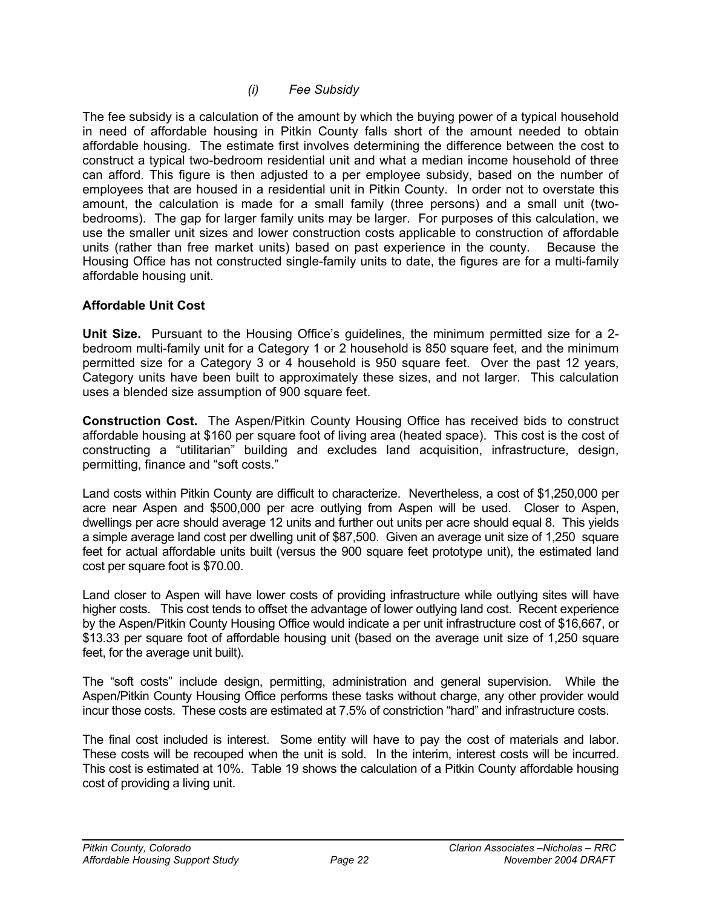### *(i) Fee Subsidy*

The fee subsidy is a calculation of the amount by which the buying power of a typical household in need of affordable housing in Pitkin County falls short of the amount needed to obtain affordable housing. The estimate first involves determining the difference between the cost to construct a typical two-bedroom residential unit and what a median income household of three can afford. This figure is then adjusted to a per employee subsidy, based on the number of employees that are housed in a residential unit in Pitkin County. In order not to overstate this amount, the calculation is made for a small family (three persons) and a small unit (two-bedrooms). The gap for larger family units may be larger. For purposes of this calculation, we use the smaller unit sizes and lower construction costs applicable to construction of affordable units (rather than free market units) based on past experience in the county. Because the Housing Office has not constructed single-family units to date, the figures are for a multi-family affordable housing unit.

**Affordable Unit Cost**

**Unit Size.** Pursuant to the Housing Office's guidelines, the minimum permitted size for a 2-bedroom multi-family unit for a Category 1 or 2 household is 850 square feet, and the minimum permitted size for a Category 3 or 4 household is 950 square feet. Over the past 12 years, Category units have been built to approximately these sizes, and not larger. This calculation uses a blended size assumption of 900 square feet.

**Construction Cost.** The Aspen/Pitkin County Housing Office has received bids to construct affordable housing at $160 per square foot of living area (heated space). This cost is the cost of constructing a "utilitarian" building and excludes land acquisition, infrastructure, design, permitting, finance and "soft costs."

Land costs within Pitkin County are difficult to characterize. Nevertheless, a cost of $1,250,000 per acre near Aspen and $500,000 per acre outlying from Aspen will be used. Closer to Aspen, dwellings per acre should average 12 units and further out units per acre should equal 8. This yields a simple average land cost per dwelling unit of $87,500. Given an average unit size of 1,250 square feet for actual affordable units built (versus the 900 square feet prototype unit), the estimated land cost per square foot is $70.00.

Land closer to Aspen will have lower costs of providing infrastructure while outlying sites will have higher costs. This cost tends to offset the advantage of lower outlying land cost. Recent experience by the Aspen/Pitkin County Housing Office would indicate a per unit infrastructure cost of $16,667, or $13.33 per square foot of affordable housing unit (based on the average unit size of 1,250 square feet, for the average unit built).

The "soft costs" include design, permitting, administration and general supervision. While the Aspen/Pitkin County Housing Office performs these tasks without charge, any other provider would incur those costs. These costs are estimated at 7.5% of constriction "hard" and infrastructure costs.

The final cost included is interest. Some entity will have to pay the cost of materials and labor. These costs will be recouped when the unit is sold. In the interim, interest costs will be incurred. This cost is estimated at 10%. Table 19 shows the calculation of a Pitkin County affordable housing cost of providing a living unit.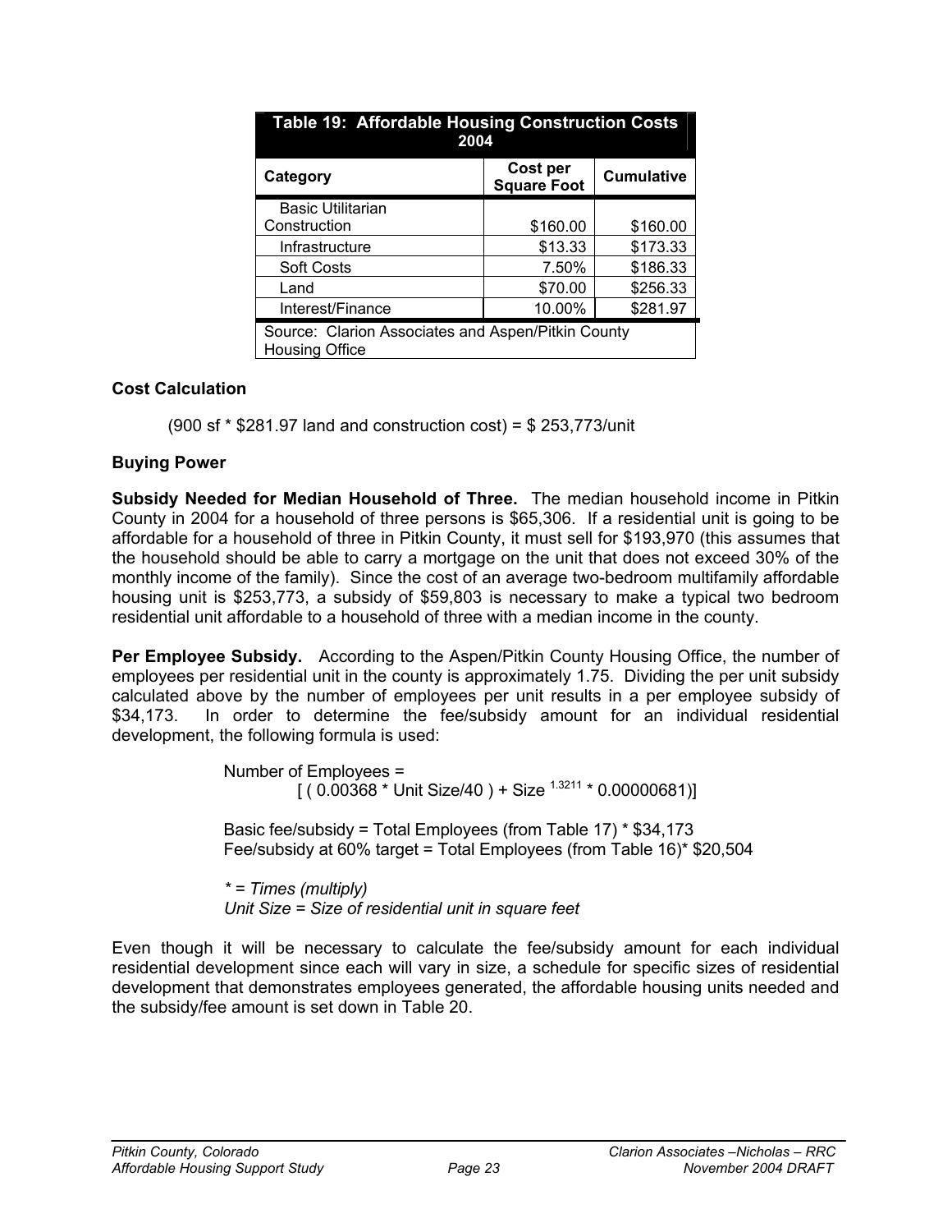| Table 19: Affordable Housing Construction Costs 2004 | | |
|---|---|---|
| Category | Cost per Square Foot | Cumulative |
| Basic Utilitarian Construction | $160.00 | $160.00 |
| Infrastructure | $13.33 | $173.33 |
| Soft Costs | 7.50% | $186.33 |
| Land | $70.00 | $256.33 |
| Interest/Finance | 10.00% | $281.97 |

Source: Clarion Associates and Aspen/Pitkin County Housing Office

**Cost Calculation**

(900 sf * $281.97 land and construction cost) = $ 253,773/unit

**Buying Power**

**Subsidy Needed for Median Household of Three.** The median household income in Pitkin County in 2004 for a household of three persons is $65,306. If a residential unit is going to be affordable for a household of three in Pitkin County, it must sell for $193,970 (this assumes that the household should be able to carry a mortgage on the unit that does not exceed 30% of the monthly income of the family). Since the cost of an average two-bedroom multifamily affordable housing unit is $253,773, a subsidy of $59,803 is necessary to make a typical two bedroom residential unit affordable to a household of three with a median income in the county.

**Per Employee Subsidy.** According to the Aspen/Pitkin County Housing Office, the number of employees per residential unit in the county is approximately 1.75. Dividing the per unit subsidy calculated above by the number of employees per unit results in a per employee subsidy of $34,173. In order to determine the fee/subsidy amount for an individual residential development, the following formula is used:

Number of Employees =
[ ( 0.00368 * Unit Size/40 ) + Size $^{1.3211}$ * 0.00000681)]

Basic fee/subsidy = Total Employees (from Table 17) * $34,173
Fee/subsidy at 60% target = Total Employees (from Table 16)* $20,504

*\* = Times (multiply)*
*Unit Size = Size of residential unit in square feet*

Even though it will be necessary to calculate the fee/subsidy amount for each individual residential development since each will vary in size, a schedule for specific sizes of residential development that demonstrates employees generated, the affordable housing units needed and the subsidy/fee amount is set down in Table 20.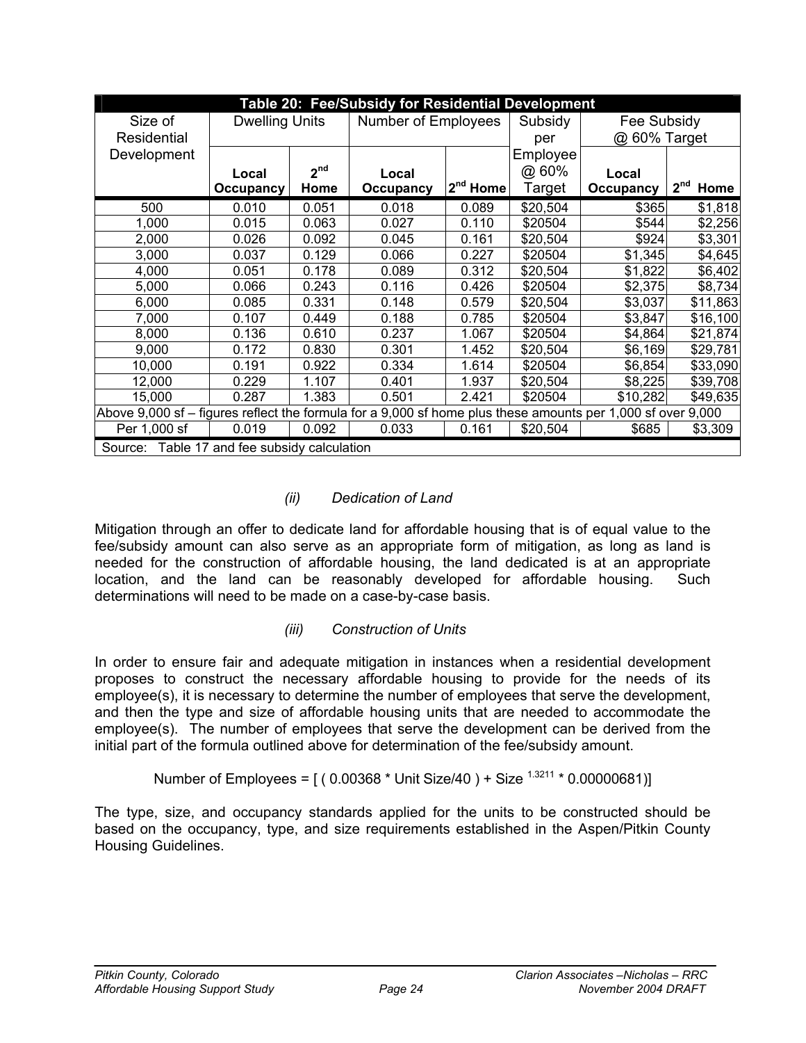| Table 20: Fee/Subsidy for Residential Development | | | | | | | |
|---|---|---|---|---|---|---|---|
| Size of Residential Development | Dwelling Units | | Number of Employees | | Subsidy per Employee @ 60% Target | Fee Subsidy @ 60% Target | |
| | **Local Occupancy** | **2nd Home** | **Local Occupancy** | **2nd Home** | | **Local Occupancy** | **2nd Home** |
| 500 | 0.010 | 0.051 | 0.018 | 0.089 | $20,504 | $365 | $1,818 |
| 1,000 | 0.015 | 0.063 | 0.027 | 0.110 | $20504 | $544 | $2,256 |
| 2,000 | 0.026 | 0.092 | 0.045 | 0.161 | $20,504 | $924 | $3,301 |
| 3,000 | 0.037 | 0.129 | 0.066 | 0.227 | $20504 | $1,345 | $4,645 |
| 4,000 | 0.051 | 0.178 | 0.089 | 0.312 | $20,504 | $1,822 | $6,402 |
| 5,000 | 0.066 | 0.243 | 0.116 | 0.426 | $20504 | $2,375 | $8,734 |
| 6,000 | 0.085 | 0.331 | 0.148 | 0.579 | $20,504 | $3,037 | $11,863 |
| 7,000 | 0.107 | 0.449 | 0.188 | 0.785 | $20504 | $3,847 | $16,100 |
| 8,000 | 0.136 | 0.610 | 0.237 | 1.067 | $20504 | $4,864 | $21,874 |
| 9,000 | 0.172 | 0.830 | 0.301 | 1.452 | $20,504 | $6,169 | $29,781 |
| 10,000 | 0.191 | 0.922 | 0.334 | 1.614 | $20504 | $6,854 | $33,090 |
| 12,000 | 0.229 | 1.107 | 0.401 | 1.937 | $20,504 | $8,225 | $39,708 |
| 15,000 | 0.287 | 1.383 | 0.501 | 2.421 | $20504 | $10,282 | $49,635 |
| Above 9,000 sf – figures reflect the formula for a 9,000 sf home plus these amounts per 1,000 sf over 9,000 | | | | | | | |
| Per 1,000 sf | 0.019 | 0.092 | 0.033 | 0.161 | $20,504 | $685 | $3,309 |
| Source: Table 17 and fee subsidy calculation | | | | | | | |

### *(ii) Dedication of Land*

Mitigation through an offer to dedicate land for affordable housing that is of equal value to the fee/subsidy amount can also serve as an appropriate form of mitigation, as long as land is needed for the construction of affordable housing, the land dedicated is at an appropriate location, and the land can be reasonably developed for affordable housing. Such determinations will need to be made on a case-by-case basis.

### *(iii) Construction of Units*

In order to ensure fair and adequate mitigation in instances when a residential development proposes to construct the necessary affordable housing to provide for the needs of its employee(s), it is necessary to determine the number of employees that serve the development, and then the type and size of affordable housing units that are needed to accommodate the employee(s). The number of employees that serve the development can be derived from the initial part of the formula outlined above for determination of the fee/subsidy amount.

$$\text{Number of Employees} = [ ( 0.00368 * \text{Unit Size}/40 ) + \text{Size}^{1.3211} * 0.00000681)]$$

The type, size, and occupancy standards applied for the units to be constructed should be based on the occupancy, type, and size requirements established in the Aspen/Pitkin County Housing Guidelines.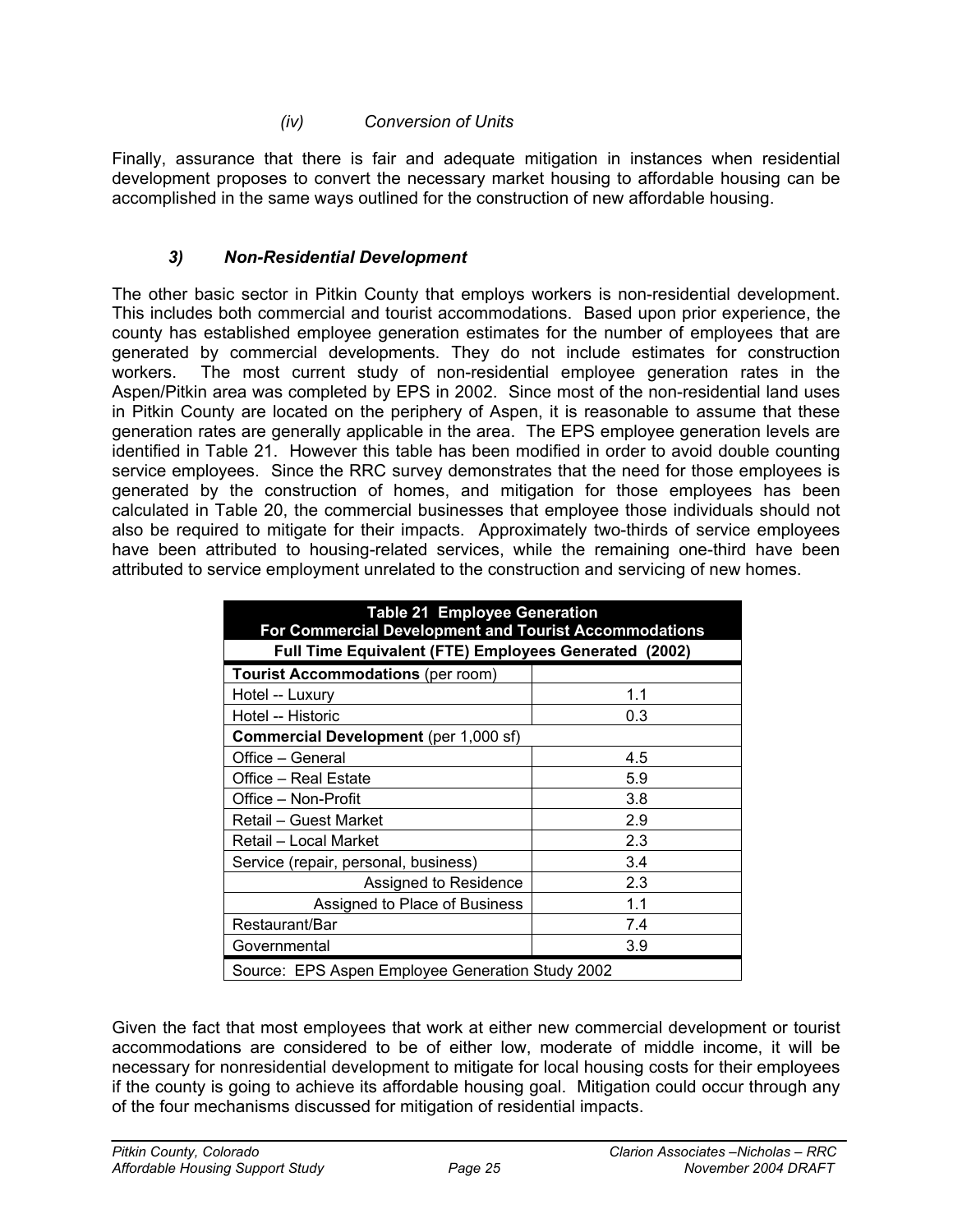#### *(iv) Conversion of Units*

Finally, assurance that there is fair and adequate mitigation in instances when residential development proposes to convert the necessary market housing to affordable housing can be accomplished in the same ways outlined for the construction of new affordable housing.

### *3) Non-Residential Development*

The other basic sector in Pitkin County that employs workers is non-residential development. This includes both commercial and tourist accommodations. Based upon prior experience, the county has established employee generation estimates for the number of employees that are generated by commercial developments. They do not include estimates for construction workers. The most current study of non-residential employee generation rates in the Aspen/Pitkin area was completed by EPS in 2002. Since most of the non-residential land uses in Pitkin County are located on the periphery of Aspen, it is reasonable to assume that these generation rates are generally applicable in the area. The EPS employee generation levels are identified in Table 21. However this table has been modified in order to avoid double counting service employees. Since the RRC survey demonstrates that the need for those employees is generated by the construction of homes, and mitigation for those employees has been calculated in Table 20, the commercial businesses that employee those individuals should not also be required to mitigate for their impacts. Approximately two-thirds of service employees have been attributed to housing-related services, while the remaining one-third have been attributed to service employment unrelated to the construction and servicing of new homes.

| **Table 21 Employee Generation For Commercial Development and Tourist Accommodations** | |
|---|---|
| **Full Time Equivalent (FTE) Employees Generated (2002)** | |
| **Tourist Accommodations** (per room) | |
| Hotel -- Luxury | 1.1 |
| Hotel -- Historic | 0.3 |
| **Commercial Development** (per 1,000 sf) | |
| Office – General | 4.5 |
| Office – Real Estate | 5.9 |
| Office – Non-Profit | 3.8 |
| Retail – Guest Market | 2.9 |
| Retail – Local Market | 2.3 |
| Service (repair, personal, business) | 3.4 |
| Assigned to Residence | 2.3 |
| Assigned to Place of Business | 1.1 |
| Restaurant/Bar | 7.4 |
| Governmental | 3.9 |
| Source: EPS Aspen Employee Generation Study 2002 | |

Given the fact that most employees that work at either new commercial development or tourist accommodations are considered to be of either low, moderate of middle income, it will be necessary for nonresidential development to mitigate for local housing costs for their employees if the county is going to achieve its affordable housing goal. Mitigation could occur through any of the four mechanisms discussed for mitigation of residential impacts.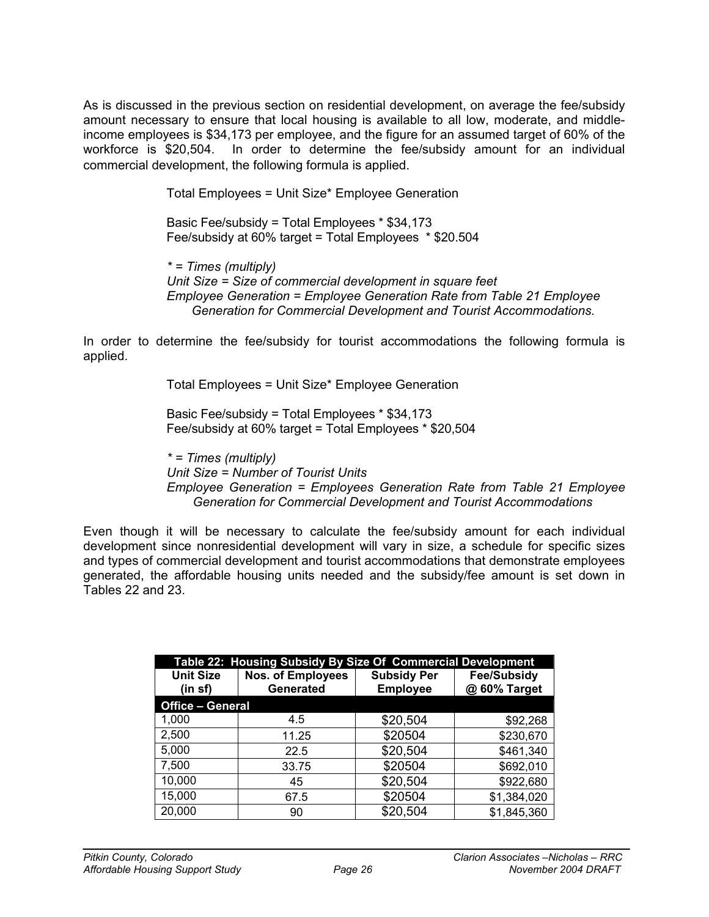As is discussed in the previous section on residential development, on average the fee/subsidy amount necessary to ensure that local housing is available to all low, moderate, and middle-income employees is $34,173 per employee, and the figure for an assumed target of 60% of the workforce is $20,504. In order to determine the fee/subsidy amount for an individual commercial development, the following formula is applied.

Total Employees = Unit Size* Employee Generation

Basic Fee/subsidy = Total Employees * $34,173
Fee/subsidy at 60% target = Total Employees * $20.504

*\* = Times (multiply)*
*Unit Size = Size of commercial development in square feet*
*Employee Generation = Employee Generation Rate from Table 21 Employee Generation for Commercial Development and Tourist Accommodations.*

In order to determine the fee/subsidy for tourist accommodations the following formula is applied.

Total Employees = Unit Size* Employee Generation

Basic Fee/subsidy = Total Employees * $34,173
Fee/subsidy at 60% target = Total Employees * $20,504

*\* = Times (multiply)*
*Unit Size = Number of Tourist Units*
*Employee Generation = Employees Generation Rate from Table 21 Employee Generation for Commercial Development and Tourist Accommodations*

Even though it will be necessary to calculate the fee/subsidy amount for each individual development since nonresidential development will vary in size, a schedule for specific sizes and types of commercial development and tourist accommodations that demonstrate employees generated, the affordable housing units needed and the subsidy/fee amount is set down in Tables 22 and 23.

**Table 22: Housing Subsidy By Size Of Commercial Development**

| Unit Size (in sf) | Nos. of Employees Generated | Subsidy Per Employee | Fee/Subsidy @ 60% Target |
|---|---|---|---|
| **Office – General** | | | |
| 1,000 | 4.5 | $20,504 | $92,268 |
| 2,500 | 11.25 | $20504 | $230,670 |
| 5,000 | 22.5 | $20,504 | $461,340 |
| 7,500 | 33.75 | $20504 | $692,010 |
| 10,000 | 45 | $20,504 | $922,680 |
| 15,000 | 67.5 | $20504 | $1,384,020 |
| 20,000 | 90 | $20,504 | $1,845,360 |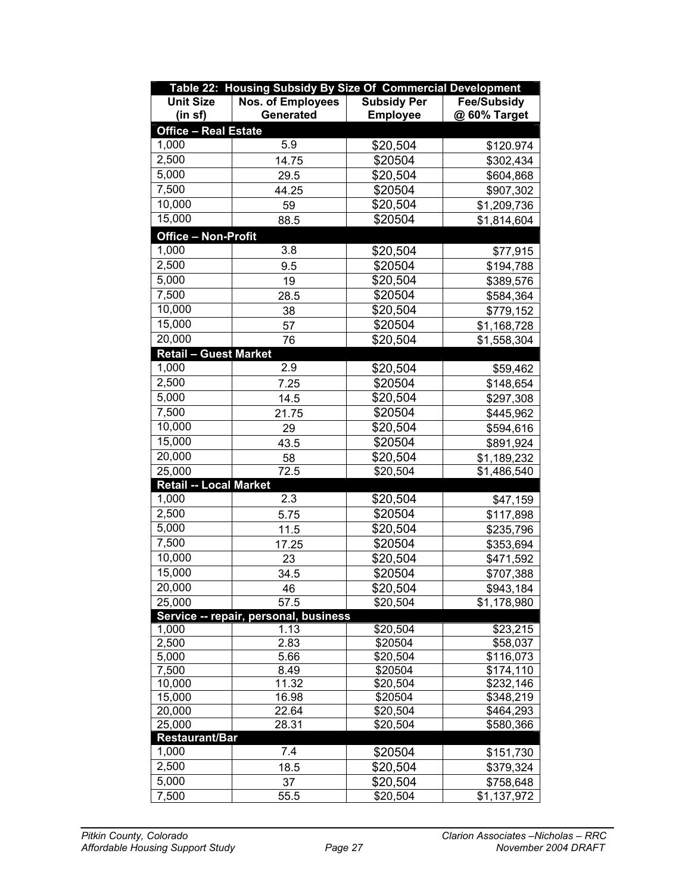| Table 22: Housing Subsidy By Size Of Commercial Development | | | |
|---|---|---|---|
| **Unit Size (in sf)** | **Nos. of Employees Generated** | **Subsidy Per Employee** | **Fee/Subsidy @ 60% Target** |
| **Office – Real Estate** | | | |
| 1,000 | 5.9 | $20,504 | $120.974 |
| 2,500 | 14.75 | $20504 | $302,434 |
| 5,000 | 29.5 | $20,504 | $604,868 |
| 7,500 | 44.25 | $20504 | $907,302 |
| 10,000 | 59 | $20,504 | $1,209,736 |
| 15,000 | 88.5 | $20504 | $1,814,604 |
| **Office – Non-Profit** | | | |
| 1,000 | 3.8 | $20,504 | $77,915 |
| 2,500 | 9.5 | $20504 | $194,788 |
| 5,000 | 19 | $20,504 | $389,576 |
| 7,500 | 28.5 | $20504 | $584,364 |
| 10,000 | 38 | $20,504 | $779,152 |
| 15,000 | 57 | $20504 | $1,168,728 |
| 20,000 | 76 | $20,504 | $1,558,304 |
| **Retail – Guest Market** | | | |
| 1,000 | 2.9 | $20,504 | $59,462 |
| 2,500 | 7.25 | $20504 | $148,654 |
| 5,000 | 14.5 | $20,504 | $297,308 |
| 7,500 | 21.75 | $20504 | $445,962 |
| 10,000 | 29 | $20,504 | $594,616 |
| 15,000 | 43.5 | $20504 | $891,924 |
| 20,000 | 58 | $20,504 | $1,189,232 |
| 25,000 | 72.5 | $20,504 | $1,486,540 |
| **Retail -- Local Market** | | | |
| 1,000 | 2.3 | $20,504 | $47,159 |
| 2,500 | 5.75 | $20504 | $117,898 |
| 5,000 | 11.5 | $20,504 | $235,796 |
| 7,500 | 17.25 | $20504 | $353,694 |
| 10,000 | 23 | $20,504 | $471,592 |
| 15,000 | 34.5 | $20504 | $707,388 |
| 20,000 | 46 | $20,504 | $943,184 |
| 25,000 | 57.5 | $20,504 | $1,178,980 |
| **Service -- repair, personal, business** | | | |
| 1,000 | 1.13 | $20,504 | $23,215 |
| 2,500 | 2.83 | $20504 | $58,037 |
| 5,000 | 5.66 | $20,504 | $116,073 |
| 7,500 | 8.49 | $20504 | $174,110 |
| 10,000 | 11.32 | $20,504 | $232,146 |
| 15,000 | 16.98 | $20504 | $348,219 |
| 20,000 | 22.64 | $20,504 | $464,293 |
| 25,000 | 28.31 | $20,504 | $580,366 |
| **Restaurant/Bar** | | | |
| 1,000 | 7.4 | $20504 | $151,730 |
| 2,500 | 18.5 | $20,504 | $379,324 |
| 5,000 | 37 | $20,504 | $758,648 |
| 7,500 | 55.5 | $20,504 | $1,137,972 |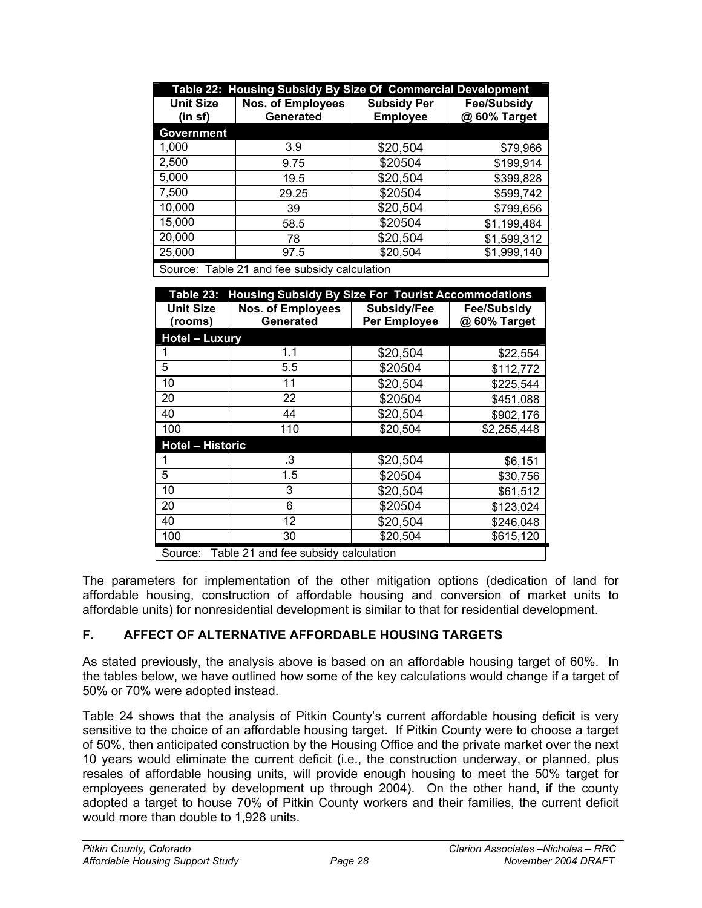| Table 22: Housing Subsidy By Size Of Commercial Development | | | |
|---|---|---|---|
| Unit Size (in sf) | Nos. of Employees Generated | Subsidy Per Employee | Fee/Subsidy @ 60% Target |
| **Government** | | | |
| 1,000 | 3.9 | $20,504 | $79,966 |
| 2,500 | 9.75 | $20504 | $199,914 |
| 5,000 | 19.5 | $20,504 | $399,828 |
| 7,500 | 29.25 | $20504 | $599,742 |
| 10,000 | 39 | $20,504 | $799,656 |
| 15,000 | 58.5 | $20504 | $1,199,484 |
| 20,000 | 78 | $20,504 | $1,599,312 |
| 25,000 | 97.5 | $20,504 | $1,999,140 |
| Source: Table 21 and fee subsidy calculation | | | |

| Table 23: Housing Subsidy By Size For Tourist Accommodations | | | |
|---|---|---|---|
| Unit Size (rooms) | Nos. of Employees Generated | Subsidy/Fee Per Employee | Fee/Subsidy @ 60% Target |
| **Hotel – Luxury** | | | |
| 1 | 1.1 | $20,504 | $22,554 |
| 5 | 5.5 | $20504 | $112,772 |
| 10 | 11 | $20,504 | $225,544 |
| 20 | 22 | $20504 | $451,088 |
| 40 | 44 | $20,504 | $902,176 |
| 100 | 110 | $20,504 | $2,255,448 |
| **Hotel – Historic** | | | |
| 1 | .3 | $20,504 | $6,151 |
| 5 | 1.5 | $20504 | $30,756 |
| 10 | 3 | $20,504 | $61,512 |
| 20 | 6 | $20504 | $123,024 |
| 40 | 12 | $20,504 | $246,048 |
| 100 | 30 | $20,504 | $615,120 |
| Source: Table 21 and fee subsidy calculation | | | |

The parameters for implementation of the other mitigation options (dedication of land for affordable housing, construction of affordable housing and conversion of market units to affordable units) for nonresidential development is similar to that for residential development.

## F. AFFECT OF ALTERNATIVE AFFORDABLE HOUSING TARGETS

As stated previously, the analysis above is based on an affordable housing target of 60%. In the tables below, we have outlined how some of the key calculations would change if a target of 50% or 70% were adopted instead.

Table 24 shows that the analysis of Pitkin County's current affordable housing deficit is very sensitive to the choice of an affordable housing target. If Pitkin County were to choose a target of 50%, then anticipated construction by the Housing Office and the private market over the next 10 years would eliminate the current deficit (i.e., the construction underway, or planned, plus resales of affordable housing units, will provide enough housing to meet the 50% target for employees generated by development up through 2004). On the other hand, if the county adopted a target to house 70% of Pitkin County workers and their families, the current deficit would more than double to 1,928 units.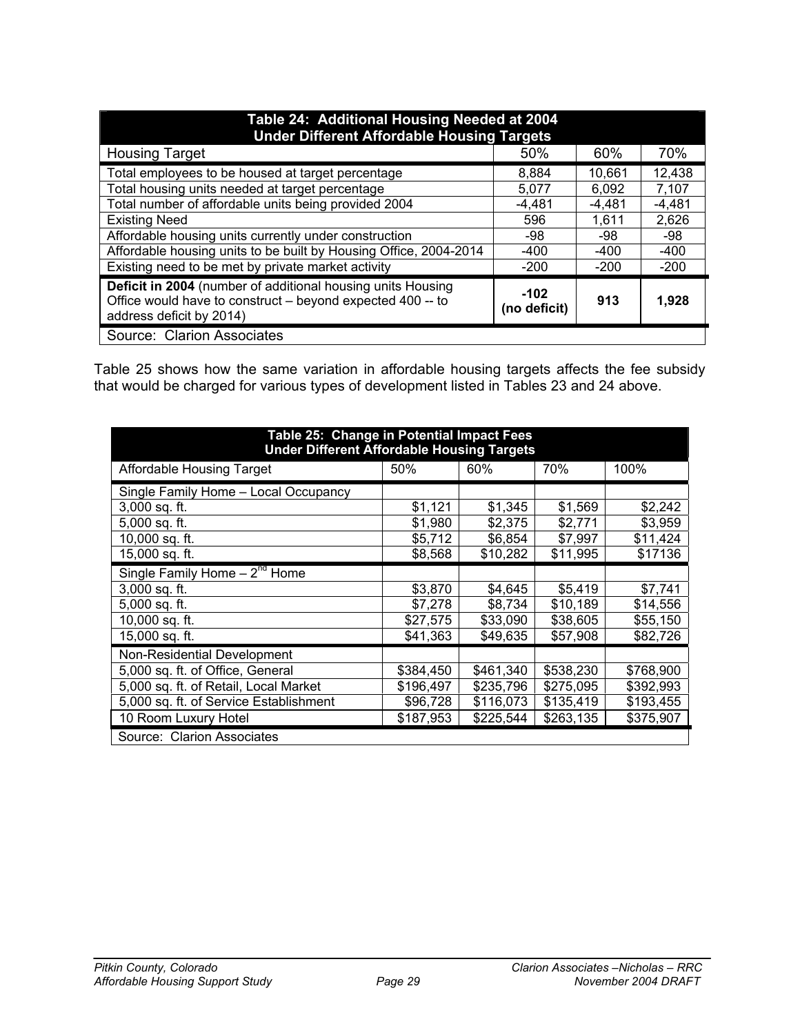| Table 24: Additional Housing Needed at 2004 Under Different Affordable Housing Targets | | | |
|---|---|---|---|
| Housing Target | 50% | 60% | 70% |
| Total employees to be housed at target percentage | 8,884 | 10,661 | 12,438 |
| Total housing units needed at target percentage | 5,077 | 6,092 | 7,107 |
| Total number of affordable units being provided 2004 | -4,481 | -4,481 | -4,481 |
| Existing Need | 596 | 1,611 | 2,626 |
| Affordable housing units currently under construction | -98 | -98 | -98 |
| Affordable housing units to be built by Housing Office, 2004-2014 | -400 | -400 | -400 |
| Existing need to be met by private market activity | -200 | -200 | -200 |
| **Deficit in 2004** (number of additional housing units Housing Office would have to construct – beyond expected 400 -- to address deficit by 2014) | **-102 (no deficit)** | **913** | **1,928** |
| Source: Clarion Associates | | | |

Table 25 shows how the same variation in affordable housing targets affects the fee subsidy that would be charged for various types of development listed in Tables 23 and 24 above.

| Table 25: Change in Potential Impact Fees Under Different Affordable Housing Targets | | | | |
|---|---|---|---|---|
| Affordable Housing Target | 50% | 60% | 70% | 100% |
| Single Family Home – Local Occupancy | | | | |
| 3,000 sq. ft. | $1,121 | $1,345 | $1,569 | $2,242 |
| 5,000 sq. ft. | $1,980 | $2,375 | $2,771 | $3,959 |
| 10,000 sq. ft. | $5,712 | $6,854 | $7,997 | $11,424 |
| 15,000 sq. ft. | $8,568 | $10,282 | $11,995 | $17136 |
| Single Family Home – 2nd Home | | | | |
| 3,000 sq. ft. | $3,870 | $4,645 | $5,419 | $7,741 |
| 5,000 sq. ft. | $7,278 | $8,734 | $10,189 | $14,556 |
| 10,000 sq. ft. | $27,575 | $33,090 | $38,605 | $55,150 |
| 15,000 sq. ft. | $41,363 | $49,635 | $57,908 | $82,726 |
| Non-Residential Development | | | | |
| 5,000 sq. ft. of Office, General | $384,450 | $461,340 | $538,230 | $768,900 |
| 5,000 sq. ft. of Retail, Local Market | $196,497 | $235,796 | $275,095 | $392,993 |
| 5,000 sq. ft. of Service Establishment | $96,728 | $116,073 | $135,419 | $193,455 |
| 10 Room Luxury Hotel | $187,953 | $225,544 | $263,135 | $375,907 |
| Source: Clarion Associates | | | | |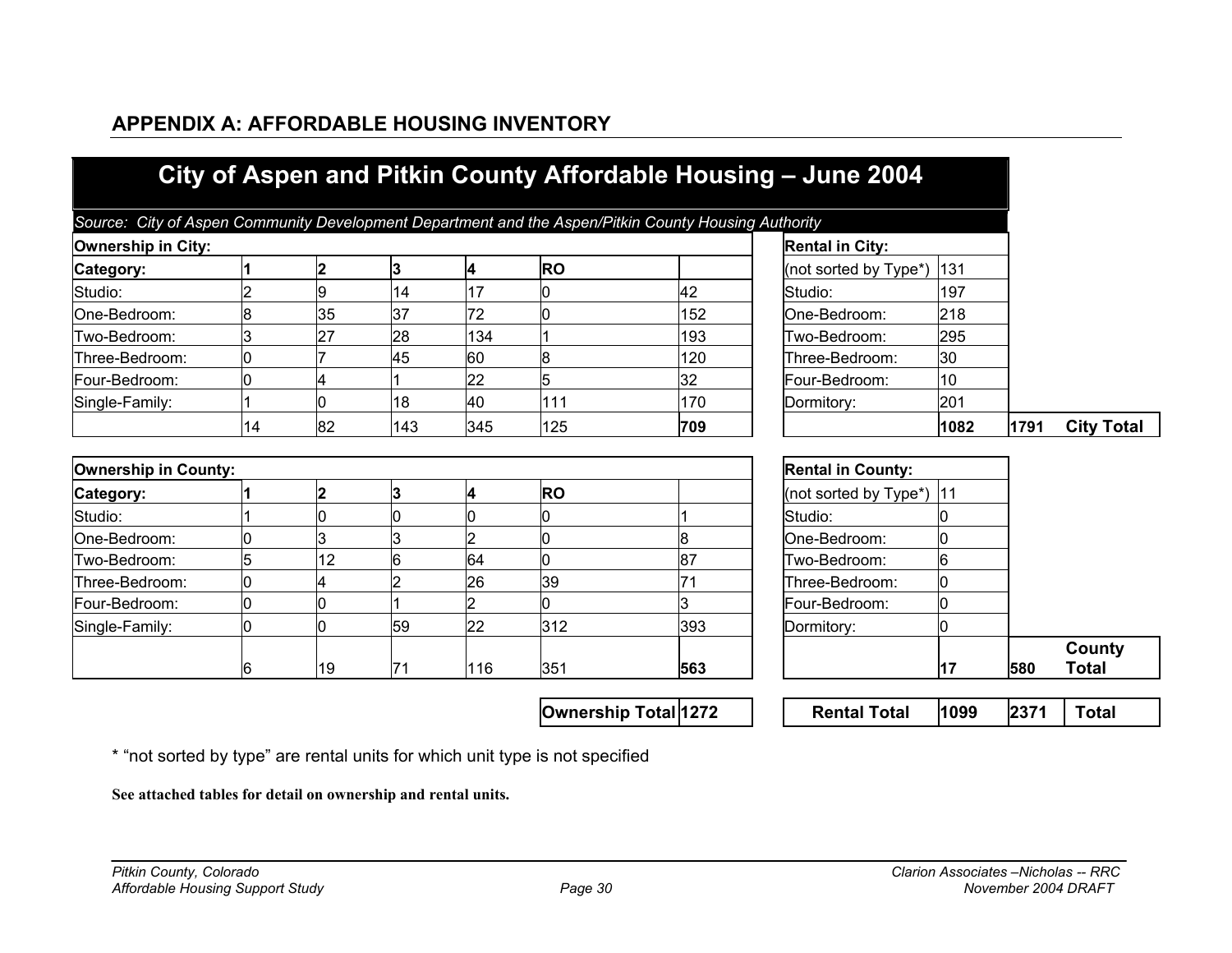## APPENDIX A: AFFORDABLE HOUSING INVENTORY

### City of Aspen and Pitkin County Affordable Housing – June 2004

*Source: City of Aspen Community Development Department and the Aspen/Pitkin County Housing Authority*

| Ownership in City: | | | | | | | | Rental in City: | | | |
|---|---|---|---|---|---|---|---|---|---|---|---|
| **Category:** | **1** | **2** | **3** | **4** | **RO** | | | (not sorted by Type*) | 131 | | |
| Studio: | 2 | 9 | 14 | 17 | 0 | 42 | | Studio: | 197 | | |
| One-Bedroom: | 8 | 35 | 37 | 72 | 0 | 152 | | One-Bedroom: | 218 | | |
| Two-Bedroom: | 3 | 27 | 28 | 134 | 1 | 193 | | Two-Bedroom: | 295 | | |
| Three-Bedroom: | 0 | 7 | 45 | 60 | 8 | 120 | | Three-Bedroom: | 30 | | |
| Four-Bedroom: | 0 | 4 | 1 | 22 | 5 | 32 | | Four-Bedroom: | 10 | | |
| Single-Family: | 1 | 0 | 18 | 40 | 111 | 170 | | Dormitory: | 201 | | |
| | 14 | 82 | 143 | 345 | 125 | **709** | | | **1082** | **1791** | **City Total** |

| Ownership in County: | | | | | | | | Rental in County: | | | |
|---|---|---|---|---|---|---|---|---|---|---|---|
| **Category:** | **1** | **2** | **3** | **4** | **RO** | | | (not sorted by Type*) | 11 | | |
| Studio: | 1 | 0 | 0 | 0 | 0 | 1 | | Studio: | 0 | | |
| One-Bedroom: | 0 | 3 | 3 | 2 | 0 | 8 | | One-Bedroom: | 0 | | |
| Two-Bedroom: | 5 | 12 | 6 | 64 | 0 | 87 | | Two-Bedroom: | 6 | | |
| Three-Bedroom: | 0 | 4 | 2 | 26 | 39 | 71 | | Three-Bedroom: | 0 | | |
| Four-Bedroom: | 0 | 0 | 1 | 2 | 0 | 3 | | Four-Bedroom: | 0 | | |
| Single-Family: | 0 | 0 | 59 | 22 | 312 | 393 | | Dormitory: | 0 | | |
| | 6 | 19 | 71 | 116 | 351 | **563** | | | **17** | **580** | **County Total** |
| | | | | | **Ownership Total** | **1272** | | **Rental Total** | **1099** | **2371** | **Total** |

\* "not sorted by type" are rental units for which unit type is not specified

**See attached tables for detail on ownership and rental units.**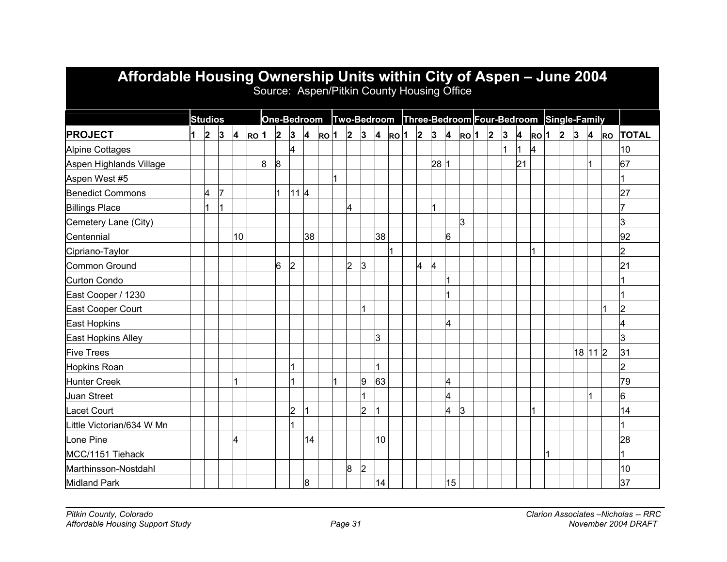# Affordable Housing Ownership Units within City of Aspen – June 2004

Source: Aspen/Pitkin County Housing Office

| | Studios | | | | | One-Bedroom | | | | | Two-Bedroom | | | | | Three-Bedroom | | | | | Four-Bedroom | | | | | Single-Family | | | | | |
|---|---|---|---|---|---|---|---|---|---|---|---|---|---|---|---|---|---|---|---|---|---|---|---|---|---|---|---|---|---|---|---|
| **PROJECT** | **1** | **2** | **3** | **4** | **RO** | **1** | **2** | **3** | **4** | **RO** | **1** | **2** | **3** | **4** | **RO** | **1** | **2** | **3** | **4** | **RO** | **1** | **2** | **3** | **4** | **RO** | **1** | **2** | **3** | **4** | **RO** | **TOTAL** |
| Alpine Cottages | | | | | | | | 4 | | | | | | | | | | | | | | | 1 | 1 | 4 | | | | | | 10 |
| Aspen Highlands Village | | | | | | 8 | 8 | | | | | | | | | | | 28 | 1 | | | | | 21 | | | | | 1 | | 67 |
| Aspen West #5 | | | | | | | | | | | 1 | | | | | | | | | | | | | | | | | | | | 1 |
| Benedict Commons | | 4 | 7 | | | | 1 | 11 | 4 | | | | | | | | | | | | | | | | | | | | | | 27 |
| Billings Place | | 1 | 1 | | | | | | | | | 4 | | | | | | 1 | | | | | | | | | | | | | 7 |
| Cemetery Lane (City) | | | | | | | | | | | | | | | | | | | | 3 | | | | | | | | | | | 3 |
| Centennial | | | | 10 | | | | | 38 | | | | | 38 | | | | | 6 | | | | | | | | | | | | 92 |
| Cipriano-Taylor | | | | | | | | | | | | | | | 1 | | | | | | | | | | 1 | | | | | | 2 |
| Common Ground | | | | | | | 6 | 2 | | | | 2 | 3 | | | | 4 | 4 | | | | | | | | | | | | | 21 |
| Curton Condo | | | | | | | | | | | | | | | | | | | 1 | | | | | | | | | | | | 1 |
| East Cooper / 1230 | | | | | | | | | | | | | | | | | | | 1 | | | | | | | | | | | | 1 |
| East Cooper Court | | | | | | | | | | | | | 1 | | | | | | | | | | | | | | | | | 1 | 2 |
| East Hopkins | | | | | | | | | | | | | | | | | | | 4 | | | | | | | | | | | | 4 |
| East Hopkins Alley | | | | | | | | | | | | | | 3 | | | | | | | | | | | | | | | | | 3 |
| Five Trees | | | | | | | | | | | | | | | | | | | | | | | | | | | | 18 | 11 | 2 | 31 |
| Hopkins Roan | | | | | | | | 1 | | | | | | 1 | | | | | | | | | | | | | | | | | 2 |
| Hunter Creek | | | | 1 | | | | 1 | | | 1 | | 9 | 63 | | | | | 4 | | | | | | | | | | | | 79 |
| Juan Street | | | | | | | | | | | | | 1 | | | | | | 4 | | | | | | | | | | 1 | | 6 |
| Lacet Court | | | | | | | | 2 | 1 | | | | 2 | 1 | | | | | 4 | 3 | | | | | 1 | | | | | | 14 |
| Little Victorian/634 W Mn | | | | | | | | 1 | | | | | | | | | | | | | | | | | | | | | | | 1 |
| Lone Pine | | | | 4 | | | | | 14 | | | | | 10 | | | | | | | | | | | | | | | | | 28 |
| MCC/1151 Tiehack | | | | | | | | | | | | | | | | | | | | | | | | | | 1 | | | | | 1 |
| Marthinsson-Nostdahl | | | | | | | | | | | | 8 | 2 | | | | | | | | | | | | | | | | | | 10 |
| Midland Park | | | | | | | | | 8 | | | | | 14 | | | | | 15 | | | | | | | | | | | | 37 |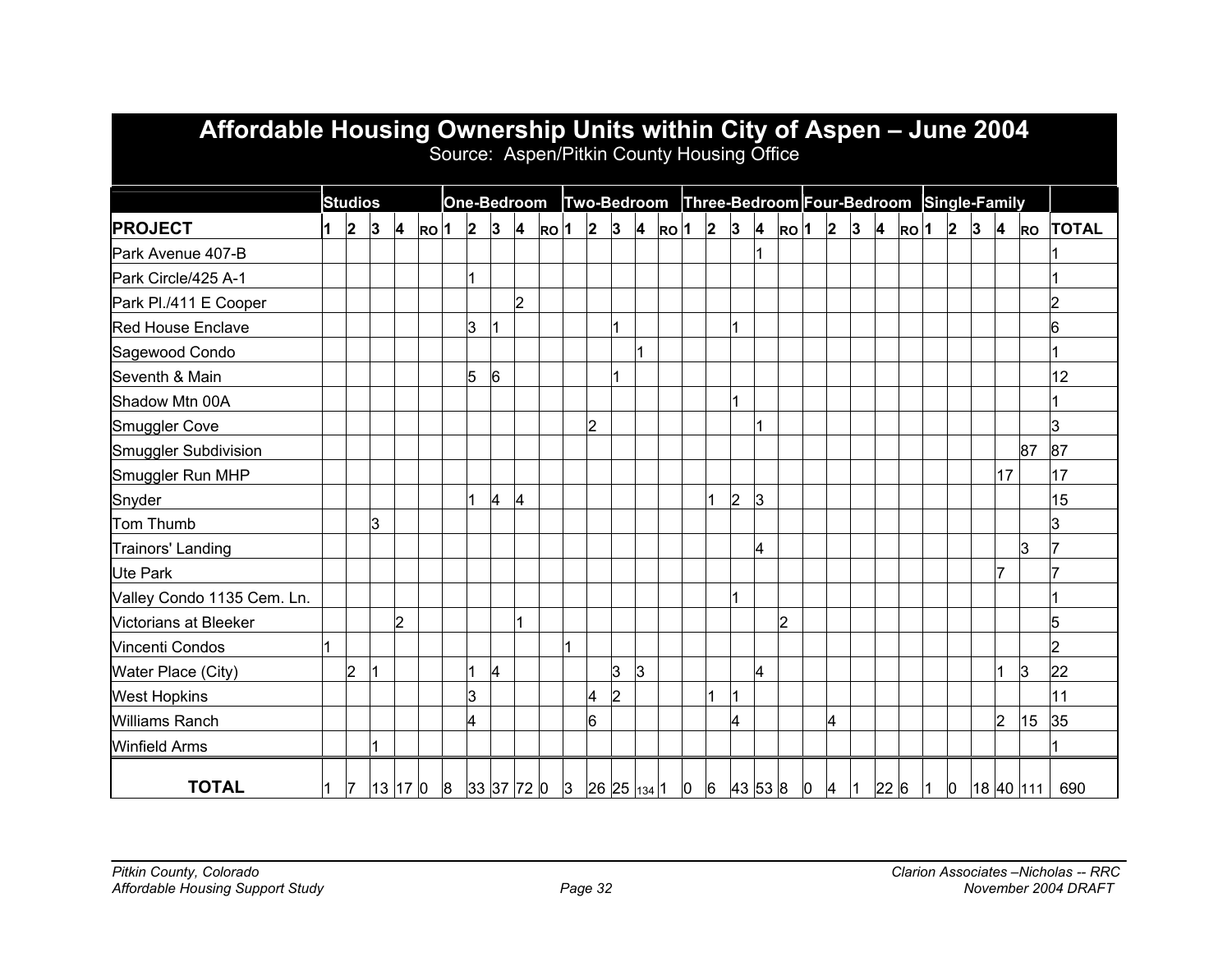# Affordable Housing Ownership Units within City of Aspen – June 2004

Source: Aspen/Pitkin County Housing Office

| | Studios | | | | | One-Bedroom | | | | | Two-Bedroom | | | | | Three-Bedroom | | | | | Four-Bedroom | | | | | Single-Family | | | | | |
|---|---|---|---|---|---|---|---|---|---|---|---|---|---|---|---|---|---|---|---|---|---|---|---|---|---|---|---|---|---|---|---|
| **PROJECT** | **1** | **2** | **3** | **4** | **RO** | **1** | **2** | **3** | **4** | **RO** | **1** | **2** | **3** | **4** | **RO** | **1** | **2** | **3** | **4** | **RO** | **1** | **2** | **3** | **4** | **RO** | **1** | **2** | **3** | **4** | **RO** | **TOTAL** |
| Park Avenue 407-B | | | | | | | | | | | | | | | | | | | 1 | | | | | | | | | | | | 1 |
| Park Circle/425 A-1 | | | | | | | 1 | | | | | | | | | | | | | | | | | | | | | | | | 1 |
| Park Pl./411 E Cooper | | | | | | | | | 2 | | | | | | | | | | | | | | | | | | | | | | 2 |
| Red House Enclave | | | | | | | 3 | 1 | | | | | 1 | | | | | 1 | | | | | | | | | | | | | 6 |
| Sagewood Condo | | | | | | | | | | | | | | 1 | | | | | | | | | | | | | | | | | 1 |
| Seventh & Main | | | | | | | 5 | 6 | | | | | 1 | | | | | | | | | | | | | | | | | | 12 |
| Shadow Mtn 00A | | | | | | | | | | | | | | | | | | 1 | | | | | | | | | | | | | 1 |
| Smuggler Cove | | | | | | | | | | | | 2 | | | | | | | 1 | | | | | | | | | | | | 3 |
| Smuggler Subdivision | | | | | | | | | | | | | | | | | | | | | | | | | | | | | | 87 | 87 |
| Smuggler Run MHP | | | | | | | | | | | | | | | | | | | | | | | | | | | | | 17 | | 17 |
| Snyder | | | | | | | 1 | 4 | 4 | | | | | | | | 1 | 2 | 3 | | | | | | | | | | | | 15 |
| Tom Thumb | | | 3 | | | | | | | | | | | | | | | | | | | | | | | | | | | | 3 |
| Trainors' Landing | | | | | | | | | | | | | | | | | | | 4 | | | | | | | | | | | 3 | 7 |
| Ute Park | | | | | | | | | | | | | | | | | | | | | | | | | | | | | 7 | | 7 |
| Valley Condo 1135 Cem. Ln. | | | | | | | | | | | | | | | | | | 1 | | | | | | | | | | | | | 1 |
| Victorians at Bleeker | | | | 2 | | | | | 1 | | | | | | | | | | | 2 | | | | | | | | | | | 5 |
| Vincenti Condos | 1 | | | | | | | | | | 1 | | | | | | | | | | | | | | | | | | | | 2 |
| Water Place (City) | | 2 | 1 | | | | 1 | 4 | | | | | 3 | 3 | | | | | 4 | | | | | | | | | | 1 | 3 | 22 |
| West Hopkins | | | | | | | 3 | | | | | 4 | 2 | | | | 1 | 1 | | | | | | | | | | | | | 11 |
| Williams Ranch | | | | | | | 4 | | | | | 6 | | | | | | 4 | | | | 4 | | | | | | | 2 | 15 | 35 |
| Winfield Arms | | | 1 | | | | | | | | | | | | | | | | | | | | | | | | | | | | 1 |
| **TOTAL** | 1 | 7 | 13 | 17 | 0 | 8 | 33 | 37 | 72 | 0 | 3 | 26 | 25 | 134 | 1 | 0 | 6 | 43 | 53 | 8 | 0 | 4 | 1 | 22 | 6 | 1 | 0 | 18 | 40 | 111 | 690 |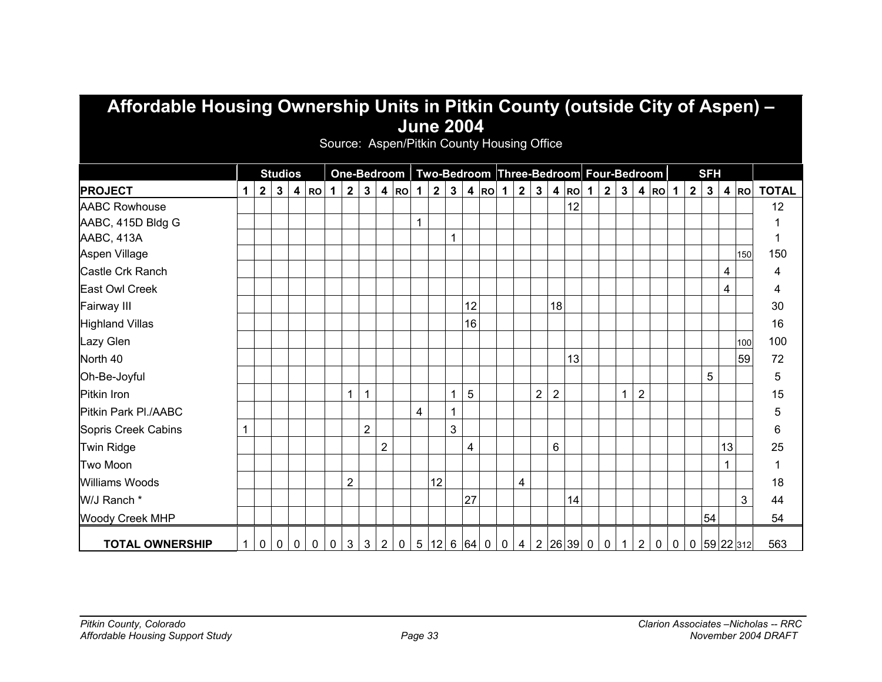# Affordable Housing Ownership Units in Pitkin County (outside City of Aspen) – June 2004

Source: Aspen/Pitkin County Housing Office

| | Studios | | | | | One-Bedroom | | | | | Two-Bedroom | | | | | Three-Bedroom | | | | | Four-Bedroom | | | | | SFH | | | | | |
|---|---|---|---|---|---|---|---|---|---|---|---|---|---|---|---|---|---|---|---|---|---|---|---|---|---|---|---|---|---|---|---|
| **PROJECT** | **1** | **2** | **3** | **4** | **RO** | **1** | **2** | **3** | **4** | **RO** | **1** | **2** | **3** | **4** | **RO** | **1** | **2** | **3** | **4** | **RO** | **1** | **2** | **3** | **4** | **RO** | **1** | **2** | **3** | **4** | **RO** | **TOTAL** |
| AABC Rowhouse | | | | | | | | | | | | | | | | | | | | 12 | | | | | | | | | | | 12 |
| AABC, 415D Bldg G | | | | | | | | | | | 1 | | | | | | | | | | | | | | | | | | | | 1 |
| AABC, 413A | | | | | | | | | | | | | 1 | | | | | | | | | | | | | | | | | | 1 |
| Aspen Village | | | | | | | | | | | | | | | | | | | | | | | | | | | | | | 150 | 150 |
| Castle Crk Ranch | | | | | | | | | | | | | | | | | | | | | | | | | | | | | 4 | | 4 |
| East Owl Creek | | | | | | | | | | | | | | | | | | | | | | | | | | | | | 4 | | 4 |
| Fairway III | | | | | | | | | | | | | | 12 | | | | | 18 | | | | | | | | | | | | 30 |
| Highland Villas | | | | | | | | | | | | | | 16 | | | | | | | | | | | | | | | | | 16 |
| Lazy Glen | | | | | | | | | | | | | | | | | | | | | | | | | | | | | | 100 | 100 |
| North 40 | | | | | | | | | | | | | | | | | | | | 13 | | | | | | | | | | 59 | 72 |
| Oh-Be-Joyful | | | | | | | | | | | | | | | | | | | | | | | | | | | | 5 | | | 5 |
| Pitkin Iron | | | | | | | 1 | 1 | | | | | 1 | 5 | | | | 2 | 2 | | | | 1 | 2 | | | | | | | 15 |
| Pitkin Park Pl./AABC | | | | | | | | | | | 4 | | 1 | | | | | | | | | | | | | | | | | | 5 |
| Sopris Creek Cabins | 1 | | | | | | | 2 | | | | | 3 | | | | | | | | | | | | | | | | | | 6 |
| Twin Ridge | | | | | | | | | 2 | | | | | 4 | | | | | 6 | | | | | | | | | | 13 | | 25 |
| Two Moon | | | | | | | | | | | | | | | | | | | | | | | | | | | | | 1 | | 1 |
| Williams Woods | | | | | | | 2 | | | | | 12 | | | | | 4 | | | | | | | | | | | | | | 18 |
| W/J Ranch * | | | | | | | | | | | | | | 27 | | | | | | 14 | | | | | | | | | | 3 | 44 |
| Woody Creek MHP | | | | | | | | | | | | | | | | | | | | | | | | | | | | 54 | | | 54 |
| **TOTAL OWNERSHIP** | 1 | 0 | 0 | 0 | 0 | 0 | 3 | 3 | 2 | 0 | 5 | 12 | 6 | 64 | 0 | 0 | 4 | 2 | 26 | 39 | 0 | 0 | 1 | 2 | 0 | 0 | 0 | 59 | 22 | 312 | 563 |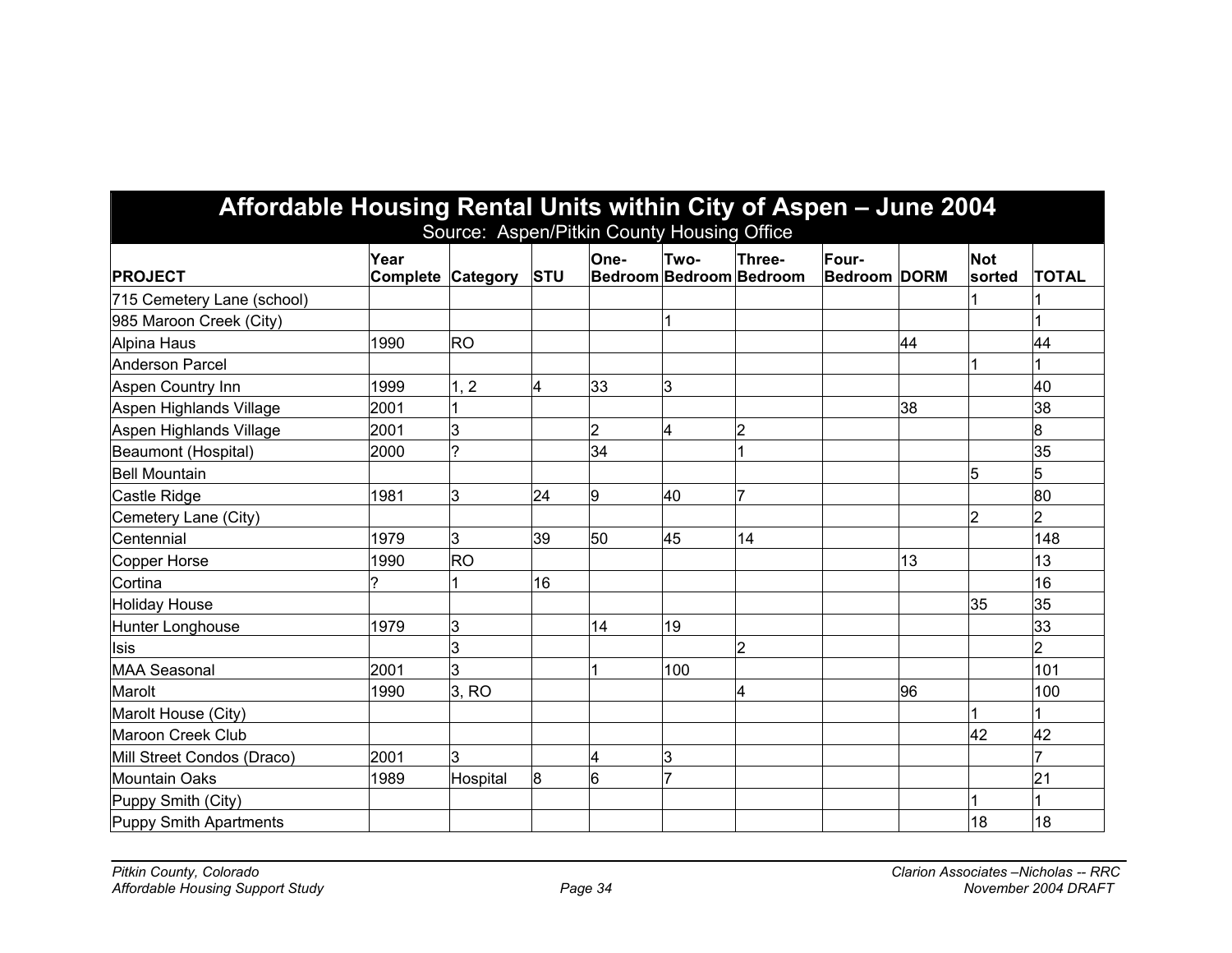## Affordable Housing Rental Units within City of Aspen – June 2004

Source: Aspen/Pitkin County Housing Office

| PROJECT | Year Complete | Category | STU | One-Bedroom | Two-Bedroom | Three-Bedroom | Four-Bedroom | DORM | Not sorted | TOTAL |
|---|---|---|---|---|---|---|---|---|---|---|
| 715 Cemetery Lane (school) | | | | | | | | | 1 | 1 |
| 985 Maroon Creek (City) | | | | | 1 | | | | | 1 |
| Alpina Haus | 1990 | RO | | | | | | 44 | | 44 |
| Anderson Parcel | | | | | | | | | 1 | 1 |
| Aspen Country Inn | 1999 | 1, 2 | 4 | 33 | 3 | | | | | 40 |
| Aspen Highlands Village | 2001 | 1 | | | | | | 38 | | 38 |
| Aspen Highlands Village | 2001 | 3 | | 2 | 4 | 2 | | | | 8 |
| Beaumont (Hospital) | 2000 | ? | | 34 | | 1 | | | | 35 |
| Bell Mountain | | | | | | | | | 5 | 5 |
| Castle Ridge | 1981 | 3 | 24 | 9 | 40 | 7 | | | | 80 |
| Cemetery Lane (City) | | | | | | | | | 2 | 2 |
| Centennial | 1979 | 3 | 39 | 50 | 45 | 14 | | | | 148 |
| Copper Horse | 1990 | RO | | | | | | 13 | | 13 |
| Cortina | ? | 1 | 16 | | | | | | | 16 |
| Holiday House | | | | | | | | | 35 | 35 |
| Hunter Longhouse | 1979 | 3 | | 14 | 19 | | | | | 33 |
| Isis | | 3 | | | | 2 | | | | 2 |
| MAA Seasonal | 2001 | 3 | | 1 | 100 | | | | | 101 |
| Marolt | 1990 | 3, RO | | | | 4 | | 96 | | 100 |
| Marolt House (City) | | | | | | | | | 1 | 1 |
| Maroon Creek Club | | | | | | | | | 42 | 42 |
| Mill Street Condos (Draco) | 2001 | 3 | | 4 | 3 | | | | | 7 |
| Mountain Oaks | 1989 | Hospital | 8 | 6 | 7 | | | | | 21 |
| Puppy Smith (City) | | | | | | | | | 1 | 1 |
| Puppy Smith Apartments | | | | | | | | | 18 | 18 |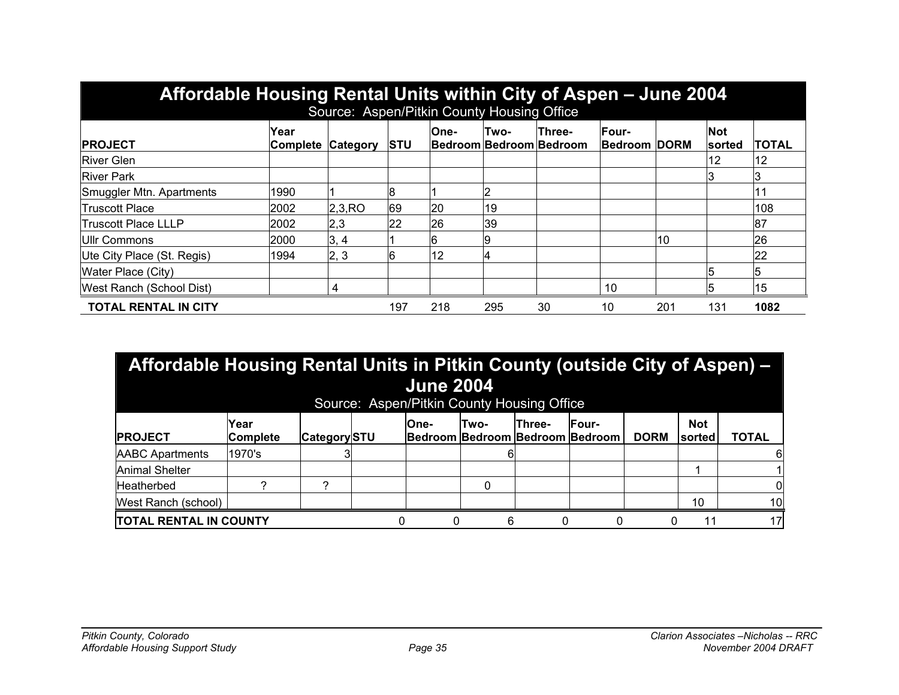## Affordable Housing Rental Units within City of Aspen – June 2004

Source: Aspen/Pitkin County Housing Office

| PROJECT | Year Complete | Category | STU | One-Bedroom | Two-Bedroom | Three-Bedroom | Four-Bedroom | DORM | Not sorted | TOTAL |
|---|---|---|---|---|---|---|---|---|---|---|
| River Glen | | | | | | | | | 12 | 12 |
| River Park | | | | | | | | | 3 | 3 |
| Smuggler Mtn. Apartments | 1990 | 1 | 8 | 1 | 2 | | | | | 11 |
| Truscott Place | 2002 | 2,3,RO | 69 | 20 | 19 | | | | | 108 |
| Truscott Place LLLP | 2002 | 2,3 | 22 | 26 | 39 | | | | | 87 |
| Ullr Commons | 2000 | 3, 4 | 1 | 6 | 9 | | | 10 | | 26 |
| Ute City Place (St. Regis) | 1994 | 2, 3 | 6 | 12 | 4 | | | | | 22 |
| Water Place (City) | | | | | | | | | 5 | 5 |
| West Ranch (School Dist) | | 4 | | | | | 10 | | 5 | 15 |
| **TOTAL RENTAL IN CITY** | | | 197 | 218 | 295 | 30 | 10 | 201 | 131 | **1082** |

## Affordable Housing Rental Units in Pitkin County (outside City of Aspen) – June 2004

Source: Aspen/Pitkin County Housing Office

| PROJECT | Year Complete | Category | STU | One-Bedroom | Two-Bedroom | Three-Bedroom | Four-Bedroom | DORM | Not sorted | TOTAL |
|---|---|---|---|---|---|---|---|---|---|---|
| AABC Apartments | 1970's | 3 | | | 6 | | | | | 6 |
| Animal Shelter | | | | | | | | | 1 | 1 |
| Heatherbed | ? | ? | | | 0 | | | | | 0 |
| West Ranch (school) | | | | | | | | | 10 | 10 |
| **TOTAL RENTAL IN COUNTY** | | | 0 | 0 | 6 | 0 | 0 | 0 | 11 | 17 |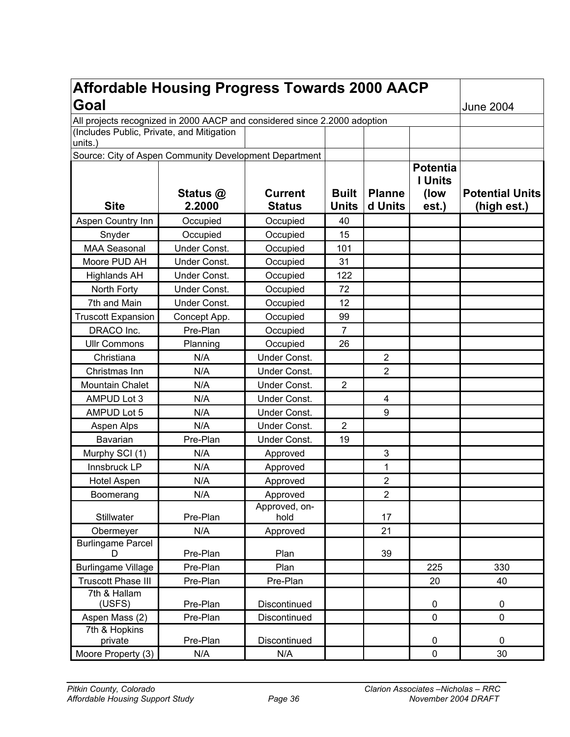## Affordable Housing Progress Towards 2000 AACP Goal

June 2004

All projects recognized in 2000 AACP and considered since 2.2000 adoption

(Includes Public, Private, and Mitigation units.)

Source: City of Aspen Community Development Department

| Site | Status @ 2.2000 | Current Status | Built Units | Planned Units | Potential Units (low est.) | Potential Units (high est.) |
|---|---|---|---|---|---|---|
| Aspen Country Inn | Occupied | Occupied | 40 | | | |
| Snyder | Occupied | Occupied | 15 | | | |
| MAA Seasonal | Under Const. | Occupied | 101 | | | |
| Moore PUD AH | Under Const. | Occupied | 31 | | | |
| Highlands AH | Under Const. | Occupied | 122 | | | |
| North Forty | Under Const. | Occupied | 72 | | | |
| 7th and Main | Under Const. | Occupied | 12 | | | |
| Truscott Expansion | Concept App. | Occupied | 99 | | | |
| DRACO Inc. | Pre-Plan | Occupied | 7 | | | |
| Ullr Commons | Planning | Occupied | 26 | | | |
| Christiana | N/A | Under Const. | | 2 | | |
| Christmas Inn | N/A | Under Const. | | 2 | | |
| Mountain Chalet | N/A | Under Const. | 2 | | | |
| AMPUD Lot 3 | N/A | Under Const. | | 4 | | |
| AMPUD Lot 5 | N/A | Under Const. | | 9 | | |
| Aspen Alps | N/A | Under Const. | 2 | | | |
| Bavarian | Pre-Plan | Under Const. | 19 | | | |
| Murphy SCI (1) | N/A | Approved | | 3 | | |
| Innsbruck LP | N/A | Approved | | 1 | | |
| Hotel Aspen | N/A | Approved | | 2 | | |
| Boomerang | N/A | Approved | | 2 | | |
| Stillwater | Pre-Plan | Approved, on-hold | | 17 | | |
| Obermeyer | N/A | Approved | | 21 | | |
| Burlingame Parcel D | Pre-Plan | Plan | | 39 | | |
| Burlingame Village | Pre-Plan | Plan | | | 225 | 330 |
| Truscott Phase III | Pre-Plan | Pre-Plan | | | 20 | 40 |
| 7th & Hallam (USFS) | Pre-Plan | Discontinued | | | 0 | 0 |
| Aspen Mass (2) | Pre-Plan | Discontinued | | | 0 | 0 |
| 7th & Hopkins private | Pre-Plan | Discontinued | | | 0 | 0 |
| Moore Property (3) | N/A | N/A | | | 0 | 30 |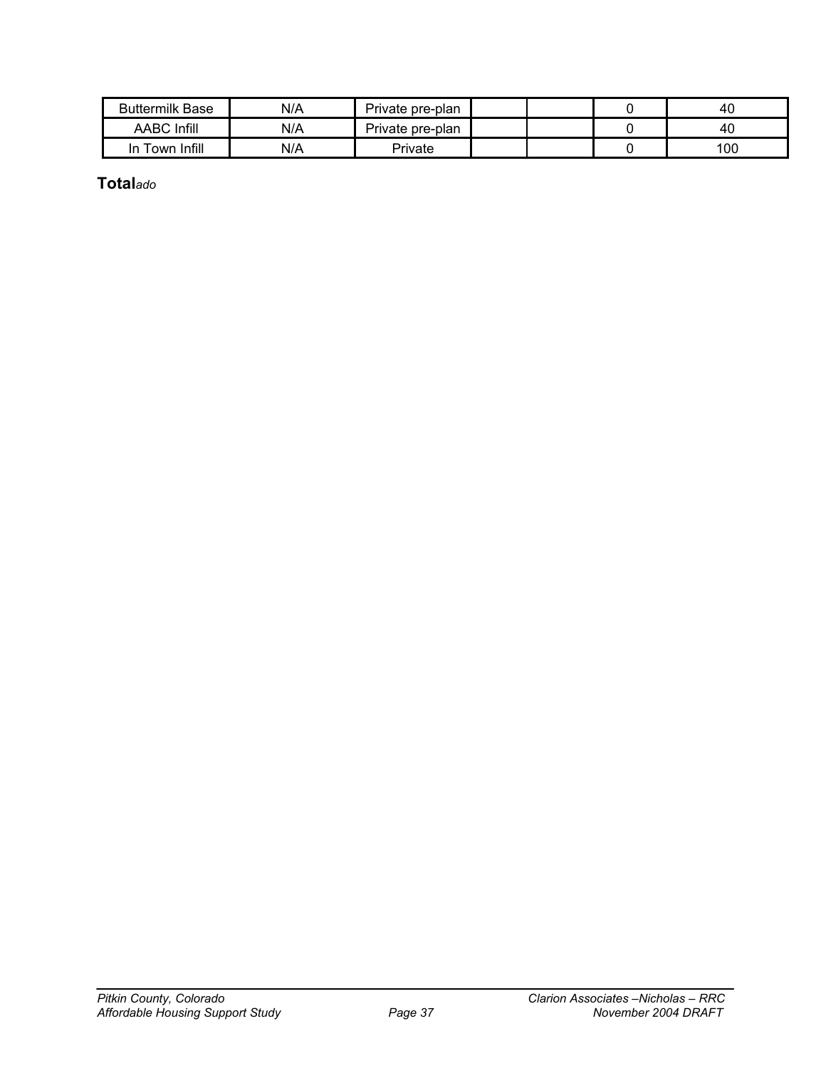| | | | | | | |
|---|---|---|---|---|---|---|
| Buttermilk Base | N/A | Private pre-plan | | | 0 | 40 |
| AABC Infill | N/A | Private pre-plan | | | 0 | 40 |
| In Town Infill | N/A | Private | | | 0 | 100 |

**Total***ado*